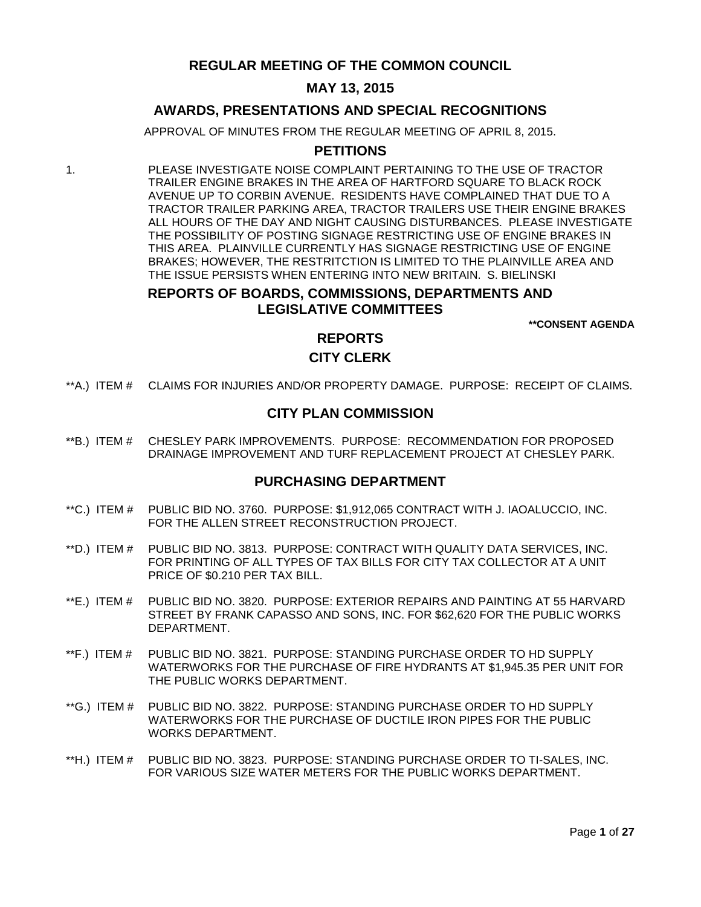# REGULAR MEETING OF THE COMMON COUNCIL

## MAY 13, 2015

## AWARDS, PRESENTATIONS AND SPECIAL RECOGNITIONS

APPROVAL OF MINUTES FROM THE REGULAR MEETING OF APRIL 8, 2015.

## PETITIONS

1. PLEASE INVESTIGATE NOISE COMPLAINT PERTAINING TO THE USE OF TRACTOR TRAILER ENGINE BRAKES IN THE AREA OF HARTFORD SQUARE TO BLACK ROCK AVENUE UP TO CORBIN AVENUE. RESIDENTS HAVE COMPLAINED THAT DUE TO A TRACTOR TRAILER PARKING AREA, TRACTOR TRAILERS USE THEIR ENGINE BRAKES ALL HOURS OF THE DAY AND NIGHT CAUSING DISTURBANCES. PLEASE INVESTIGATE THE POSSIBILITY OF POSTING SIGNAGE RESTRICTING USE OF ENGINE BRAKES IN THIS AREA. PLAINVILLE CURRENTLY HAS SIGNAGE RESTRICTING USE OF ENGINE BRAKES; HOWEVER, THE RESTRITCTION IS LIMITED TO THE PLAINVILLE AREA AND THE ISSUE PERSISTS WHEN ENTERING INTO NEW BRITAIN. S. BIELINSKI

## REPORTS OF BOARDS, COMMISSIONS, DEPARTMENTS AND LEGISLATIVE COMMITTEES

**CONSENT AGENDA

## REPORTS

## CITY CLERK

**A.) ITEM # CLAIMS FOR INJURIES AND/OR PROPERTY DAMAGE. PURPOSE: RECEIPT OF CLAIMS.

## CITY PLAN COMMISSION

**B.) ITEM # CHESLEY PARK IMPROVEMENTS. PURPOSE: RECOMMENDATION FOR PROPOSED DRAINAGE IMPROVEMENT AND TURF REPLACEMENT PROJECT AT CHESLEY PARK.

## PURCHASING DEPARTMENT

**C.) ITEM # PUBLIC BID NO. 3760. PURPOSE: $1,912,065 CONTRACT WITH J. IAOALUCCIO, INC. FOR THE ALLEN STREET RECONSTRUCTION PROJECT.

**D.) ITEM # PUBLIC BID NO. 3813. PURPOSE: CONTRACT WITH QUALITY DATA SERVICES, INC. FOR PRINTING OF ALL TYPES OF TAX BILLS FOR CITY TAX COLLECTOR AT A UNIT PRICE OF $0.210 PER TAX BILL.

**E.) ITEM # PUBLIC BID NO. 3820. PURPOSE: EXTERIOR REPAIRS AND PAINTING AT 55 HARVARD STREET BY FRANK CAPASSO AND SONS, INC. FOR $62,620 FOR THE PUBLIC WORKS DEPARTMENT.

**F.) ITEM # PUBLIC BID NO. 3821. PURPOSE: STANDING PURCHASE ORDER TO HD SUPPLY WATERWORKS FOR THE PURCHASE OF FIRE HYDRANTS AT $1,945.35 PER UNIT FOR THE PUBLIC WORKS DEPARTMENT.

**G.) ITEM # PUBLIC BID NO. 3822. PURPOSE: STANDING PURCHASE ORDER TO HD SUPPLY WATERWORKS FOR THE PURCHASE OF DUCTILE IRON PIPES FOR THE PUBLIC WORKS DEPARTMENT.

**H.) ITEM # PUBLIC BID NO. 3823. PURPOSE: STANDING PURCHASE ORDER TO TI-SALES, INC. FOR VARIOUS SIZE WATER METERS FOR THE PUBLIC WORKS DEPARTMENT.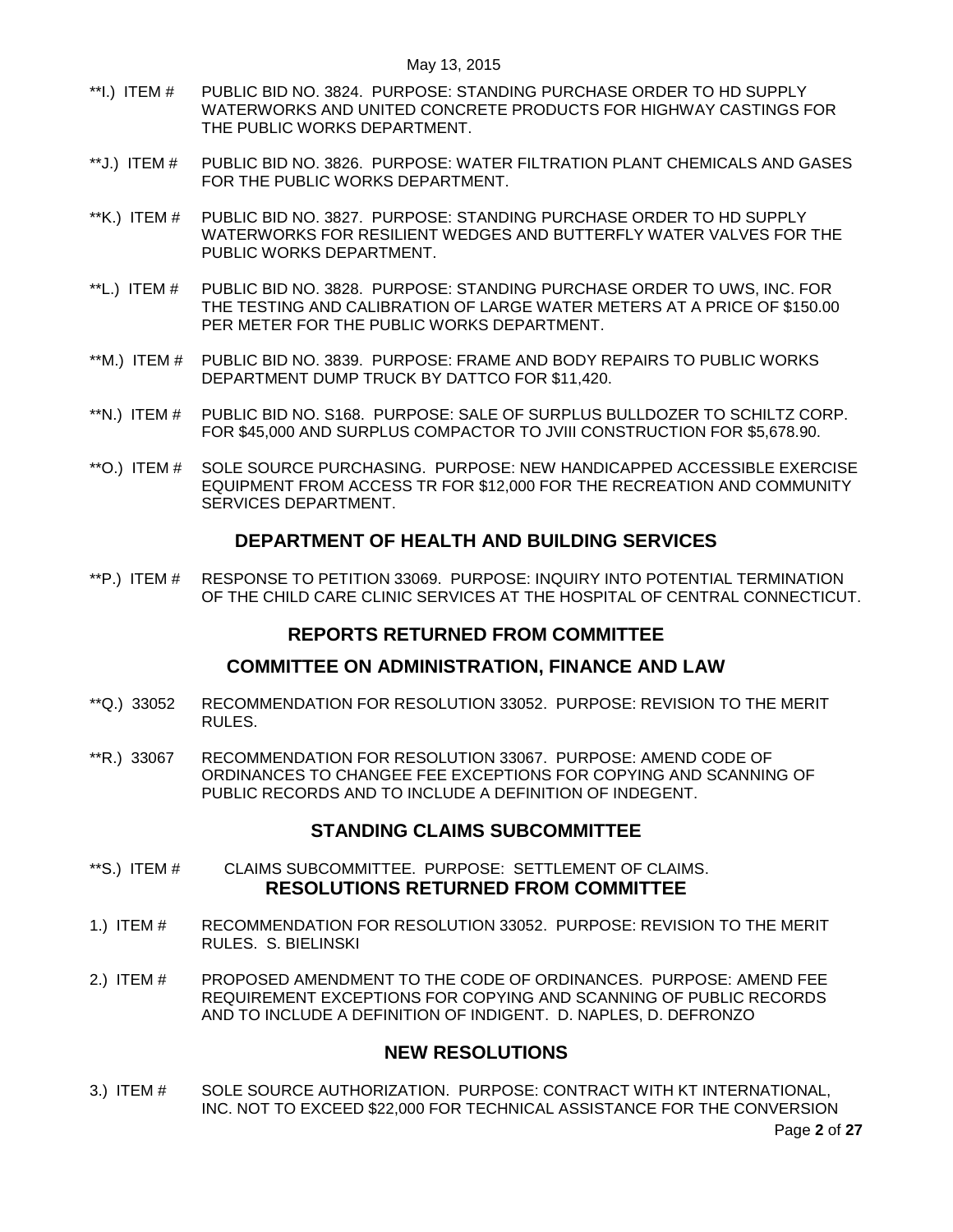**I.) ITEM # PUBLIC BID NO. 3824. PURPOSE: STANDING PURCHASE ORDER TO HD SUPPLY WATERWORKS AND UNITED CONCRETE PRODUCTS FOR HIGHWAY CASTINGS FOR THE PUBLIC WORKS DEPARTMENT.

**J.) ITEM # PUBLIC BID NO. 3826. PURPOSE: WATER FILTRATION PLANT CHEMICALS AND GASES FOR THE PUBLIC WORKS DEPARTMENT.

**K.) ITEM # PUBLIC BID NO. 3827. PURPOSE: STANDING PURCHASE ORDER TO HD SUPPLY WATERWORKS FOR RESILIENT WEDGES AND BUTTERFLY WATER VALVES FOR THE PUBLIC WORKS DEPARTMENT.

**L.) ITEM # PUBLIC BID NO. 3828. PURPOSE: STANDING PURCHASE ORDER TO UWS, INC. FOR THE TESTING AND CALIBRATION OF LARGE WATER METERS AT A PRICE OF $150.00 PER METER FOR THE PUBLIC WORKS DEPARTMENT.

**M.) ITEM # PUBLIC BID NO. 3839. PURPOSE: FRAME AND BODY REPAIRS TO PUBLIC WORKS DEPARTMENT DUMP TRUCK BY DATTCO FOR $11,420.

**N.) ITEM # PUBLIC BID NO. S168. PURPOSE: SALE OF SURPLUS BULLDOZER TO SCHILTZ CORP. FOR $45,000 AND SURPLUS COMPACTOR TO JVIII CONSTRUCTION FOR $5,678.90.

**O.) ITEM # SOLE SOURCE PURCHASING. PURPOSE: NEW HANDICAPPED ACCESSIBLE EXERCISE EQUIPMENT FROM ACCESS TR FOR $12,000 FOR THE RECREATION AND COMMUNITY SERVICES DEPARTMENT.

## DEPARTMENT OF HEALTH AND BUILDING SERVICES

**P.) ITEM # RESPONSE TO PETITION 33069. PURPOSE: INQUIRY INTO POTENTIAL TERMINATION OF THE CHILD CARE CLINIC SERVICES AT THE HOSPITAL OF CENTRAL CONNECTICUT.

## REPORTS RETURNED FROM COMMITTEE

## COMMITTEE ON ADMINISTRATION, FINANCE AND LAW

**Q.) 33052 RECOMMENDATION FOR RESOLUTION 33052. PURPOSE: REVISION TO THE MERIT RULES.

**R.) 33067 RECOMMENDATION FOR RESOLUTION 33067. PURPOSE: AMEND CODE OF ORDINANCES TO CHANGEE FEE EXCEPTIONS FOR COPYING AND SCANNING OF PUBLIC RECORDS AND TO INCLUDE A DEFINITION OF INDEGENT.

## STANDING CLAIMS SUBCOMMITTEE

**S.) ITEM # CLAIMS SUBCOMMITTEE. PURPOSE: SETTLEMENT OF CLAIMS.

## RESOLUTIONS RETURNED FROM COMMITTEE

1.) ITEM # RECOMMENDATION FOR RESOLUTION 33052. PURPOSE: REVISION TO THE MERIT RULES. S. BIELINSKI

2.) ITEM # PROPOSED AMENDMENT TO THE CODE OF ORDINANCES. PURPOSE: AMEND FEE REQUIREMENT EXCEPTIONS FOR COPYING AND SCANNING OF PUBLIC RECORDS AND TO INCLUDE A DEFINITION OF INDIGENT. D. NAPLES, D. DEFRONZO

## NEW RESOLUTIONS

3.) ITEM # SOLE SOURCE AUTHORIZATION. PURPOSE: CONTRACT WITH KT INTERNATIONAL, INC. NOT TO EXCEED $22,000 FOR TECHNICAL ASSISTANCE FOR THE CONVERSION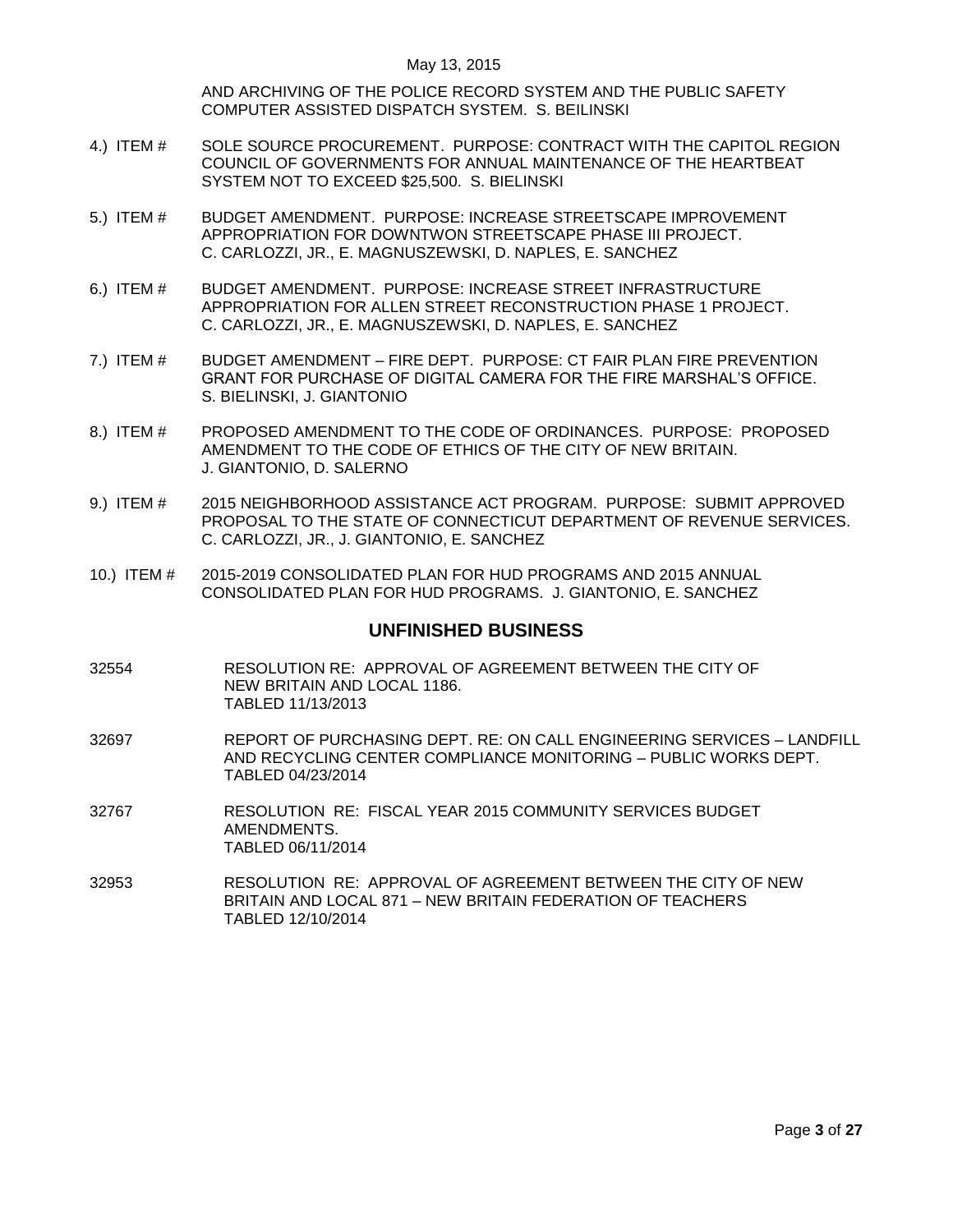AND ARCHIVING OF THE POLICE RECORD SYSTEM AND THE PUBLIC SAFETY COMPUTER ASSISTED DISPATCH SYSTEM. S. BEILINSKI

4.) ITEM # SOLE SOURCE PROCUREMENT. PURPOSE: CONTRACT WITH THE CAPITOL REGION COUNCIL OF GOVERNMENTS FOR ANNUAL MAINTENANCE OF THE HEARTBEAT SYSTEM NOT TO EXCEED $25,500. S. BIELINSKI

5.) ITEM # BUDGET AMENDMENT. PURPOSE: INCREASE STREETSCAPE IMPROVEMENT APPROPRIATION FOR DOWNTWON STREETSCAPE PHASE III PROJECT. C. CARLOZZI, JR., E. MAGNUSZEWSKI, D. NAPLES, E. SANCHEZ

6.) ITEM # BUDGET AMENDMENT. PURPOSE: INCREASE STREET INFRASTRUCTURE APPROPRIATION FOR ALLEN STREET RECONSTRUCTION PHASE 1 PROJECT. C. CARLOZZI, JR., E. MAGNUSZEWSKI, D. NAPLES, E. SANCHEZ

7.) ITEM # BUDGET AMENDMENT – FIRE DEPT. PURPOSE: CT FAIR PLAN FIRE PREVENTION GRANT FOR PURCHASE OF DIGITAL CAMERA FOR THE FIRE MARSHAL'S OFFICE. S. BIELINSKI, J. GIANTONIO

8.) ITEM # PROPOSED AMENDMENT TO THE CODE OF ORDINANCES. PURPOSE: PROPOSED AMENDMENT TO THE CODE OF ETHICS OF THE CITY OF NEW BRITAIN. J. GIANTONIO, D. SALERNO

9.) ITEM # 2015 NEIGHBORHOOD ASSISTANCE ACT PROGRAM. PURPOSE: SUBMIT APPROVED PROPOSAL TO THE STATE OF CONNECTICUT DEPARTMENT OF REVENUE SERVICES. C. CARLOZZI, JR., J. GIANTONIO, E. SANCHEZ

10.) ITEM # 2015-2019 CONSOLIDATED PLAN FOR HUD PROGRAMS AND 2015 ANNUAL CONSOLIDATED PLAN FOR HUD PROGRAMS. J. GIANTONIO, E. SANCHEZ

## UNFINISHED BUSINESS

32554 RESOLUTION RE: APPROVAL OF AGREEMENT BETWEEN THE CITY OF NEW BRITAIN AND LOCAL 1186.
TABLED 11/13/2013

32697 REPORT OF PURCHASING DEPT. RE: ON CALL ENGINEERING SERVICES – LANDFILL AND RECYCLING CENTER COMPLIANCE MONITORING – PUBLIC WORKS DEPT.
TABLED 04/23/2014

32767 RESOLUTION RE: FISCAL YEAR 2015 COMMUNITY SERVICES BUDGET AMENDMENTS.
TABLED 06/11/2014

32953 RESOLUTION RE: APPROVAL OF AGREEMENT BETWEEN THE CITY OF NEW BRITAIN AND LOCAL 871 – NEW BRITAIN FEDERATION OF TEACHERS
TABLED 12/10/2014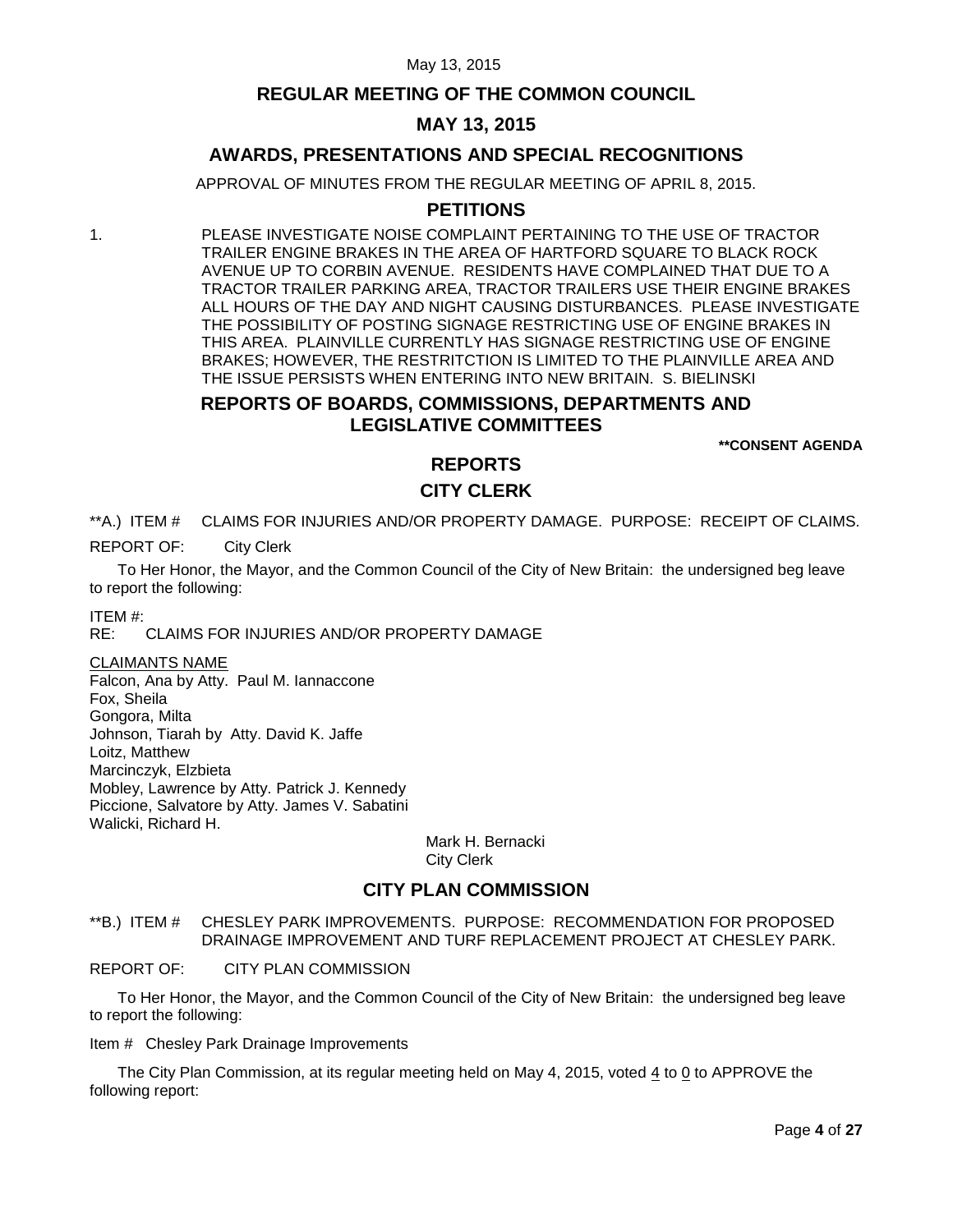# REGULAR MEETING OF THE COMMON COUNCIL

## MAY 13, 2015

## AWARDS, PRESENTATIONS AND SPECIAL RECOGNITIONS

APPROVAL OF MINUTES FROM THE REGULAR MEETING OF APRIL 8, 2015.

## PETITIONS

1. PLEASE INVESTIGATE NOISE COMPLAINT PERTAINING TO THE USE OF TRACTOR TRAILER ENGINE BRAKES IN THE AREA OF HARTFORD SQUARE TO BLACK ROCK AVENUE UP TO CORBIN AVENUE. RESIDENTS HAVE COMPLAINED THAT DUE TO A TRACTOR TRAILER PARKING AREA, TRACTOR TRAILERS USE THEIR ENGINE BRAKES ALL HOURS OF THE DAY AND NIGHT CAUSING DISTURBANCES. PLEASE INVESTIGATE THE POSSIBILITY OF POSTING SIGNAGE RESTRICTING USE OF ENGINE BRAKES IN THIS AREA. PLAINVILLE CURRENTLY HAS SIGNAGE RESTRICTING USE OF ENGINE BRAKES; HOWEVER, THE RESTRITCTION IS LIMITED TO THE PLAINVILLE AREA AND THE ISSUE PERSISTS WHEN ENTERING INTO NEW BRITAIN. S. BIELINSKI

## REPORTS OF BOARDS, COMMISSIONS, DEPARTMENTS AND LEGISLATIVE COMMITTEES

**\*\*CONSENT AGENDA**

## REPORTS

## CITY CLERK

**A.) ITEM # CLAIMS FOR INJURIES AND/OR PROPERTY DAMAGE. PURPOSE: RECEIPT OF CLAIMS.

REPORT OF: City Clerk

To Her Honor, the Mayor, and the Common Council of the City of New Britain: the undersigned beg leave to report the following:

ITEM #:
RE: CLAIMS FOR INJURIES AND/OR PROPERTY DAMAGE

CLAIMANTS NAME
Falcon, Ana by Atty. Paul M. Iannaccone
Fox, Sheila
Gongora, Milta
Johnson, Tiarah by Atty. David K. Jaffe
Loitz, Matthew
Marcinczyk, Elzbieta
Mobley, Lawrence by Atty. Patrick J. Kennedy
Piccione, Salvatore by Atty. James V. Sabatini
Walicki, Richard H.

Mark H. Bernacki
City Clerk

## CITY PLAN COMMISSION

**B.) ITEM # CHESLEY PARK IMPROVEMENTS. PURPOSE: RECOMMENDATION FOR PROPOSED DRAINAGE IMPROVEMENT AND TURF REPLACEMENT PROJECT AT CHESLEY PARK.

REPORT OF: CITY PLAN COMMISSION

To Her Honor, the Mayor, and the Common Council of the City of New Britain: the undersigned beg leave to report the following:

Item # Chesley Park Drainage Improvements

The City Plan Commission, at its regular meeting held on May 4, 2015, voted 4 to 0 to APPROVE the following report: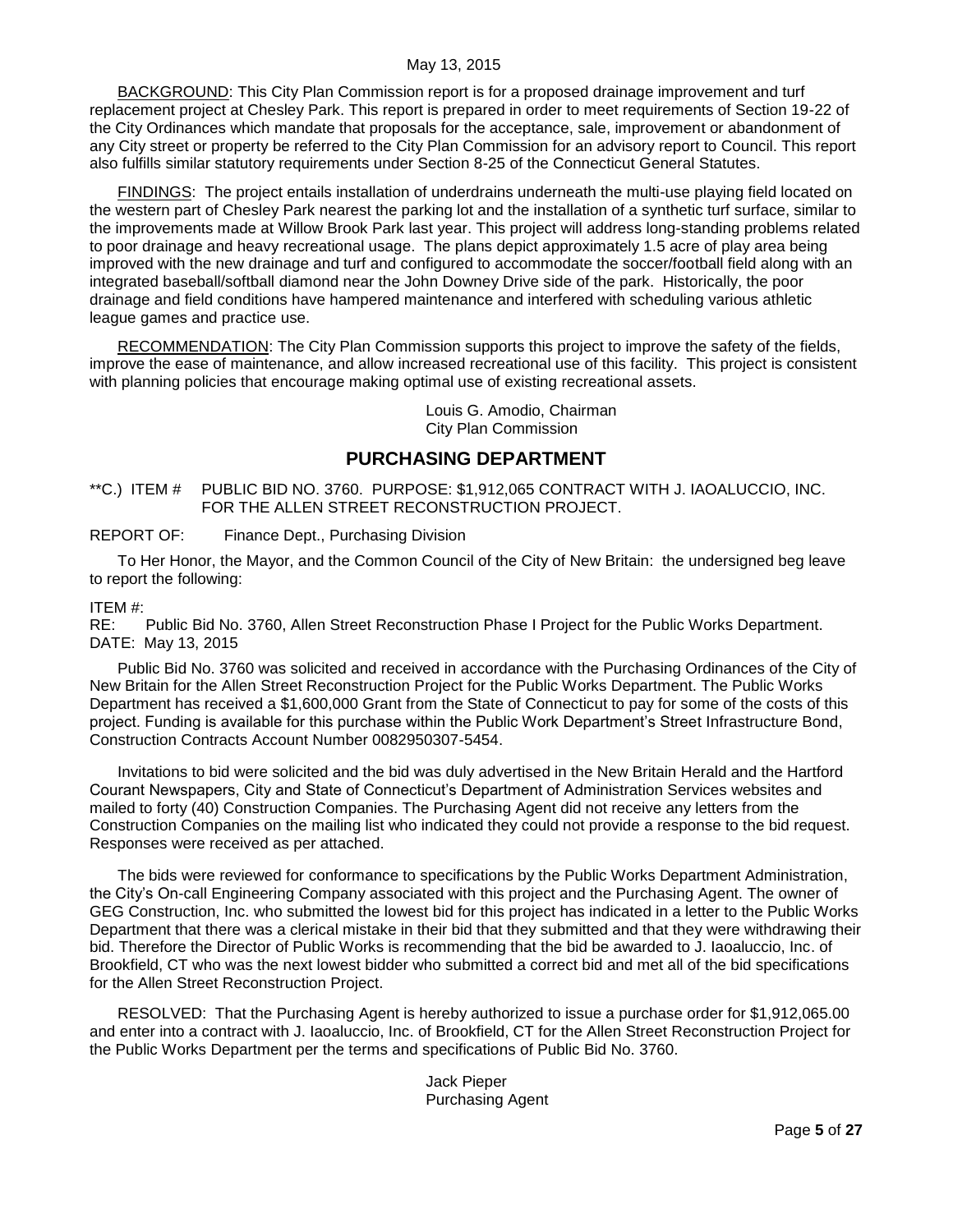BACKGROUND: This City Plan Commission report is for a proposed drainage improvement and turf replacement project at Chesley Park. This report is prepared in order to meet requirements of Section 19-22 of the City Ordinances which mandate that proposals for the acceptance, sale, improvement or abandonment of any City street or property be referred to the City Plan Commission for an advisory report to Council. This report also fulfills similar statutory requirements under Section 8-25 of the Connecticut General Statutes.

FINDINGS: The project entails installation of underdrains underneath the multi-use playing field located on the western part of Chesley Park nearest the parking lot and the installation of a synthetic turf surface, similar to the improvements made at Willow Brook Park last year. This project will address long-standing problems related to poor drainage and heavy recreational usage. The plans depict approximately 1.5 acre of play area being improved with the new drainage and turf and configured to accommodate the soccer/football field along with an integrated baseball/softball diamond near the John Downey Drive side of the park. Historically, the poor drainage and field conditions have hampered maintenance and interfered with scheduling various athletic league games and practice use.

RECOMMENDATION: The City Plan Commission supports this project to improve the safety of the fields, improve the ease of maintenance, and allow increased recreational use of this facility. This project is consistent with planning policies that encourage making optimal use of existing recreational assets.

Louis G. Amodio, Chairman
City Plan Commission

## PURCHASING DEPARTMENT

**C.) ITEM # PUBLIC BID NO. 3760. PURPOSE: $1,912,065 CONTRACT WITH J. IAOALUCCIO, INC. FOR THE ALLEN STREET RECONSTRUCTION PROJECT.

REPORT OF: Finance Dept., Purchasing Division

To Her Honor, the Mayor, and the Common Council of the City of New Britain: the undersigned beg leave to report the following:

ITEM #:
RE: Public Bid No. 3760, Allen Street Reconstruction Phase I Project for the Public Works Department.
DATE: May 13, 2015

Public Bid No. 3760 was solicited and received in accordance with the Purchasing Ordinances of the City of New Britain for the Allen Street Reconstruction Project for the Public Works Department. The Public Works Department has received a $1,600,000 Grant from the State of Connecticut to pay for some of the costs of this project. Funding is available for this purchase within the Public Work Department's Street Infrastructure Bond, Construction Contracts Account Number 0082950307-5454.

Invitations to bid were solicited and the bid was duly advertised in the New Britain Herald and the Hartford Courant Newspapers, City and State of Connecticut's Department of Administration Services websites and mailed to forty (40) Construction Companies. The Purchasing Agent did not receive any letters from the Construction Companies on the mailing list who indicated they could not provide a response to the bid request. Responses were received as per attached.

The bids were reviewed for conformance to specifications by the Public Works Department Administration, the City's On-call Engineering Company associated with this project and the Purchasing Agent. The owner of GEG Construction, Inc. who submitted the lowest bid for this project has indicated in a letter to the Public Works Department that there was a clerical mistake in their bid that they submitted and that they were withdrawing their bid. Therefore the Director of Public Works is recommending that the bid be awarded to J. Iaoaluccio, Inc. of Brookfield, CT who was the next lowest bidder who submitted a correct bid and met all of the bid specifications for the Allen Street Reconstruction Project.

RESOLVED: That the Purchasing Agent is hereby authorized to issue a purchase order for $1,912,065.00 and enter into a contract with J. Iaoaluccio, Inc. of Brookfield, CT for the Allen Street Reconstruction Project for the Public Works Department per the terms and specifications of Public Bid No. 3760.

Jack Pieper
Purchasing Agent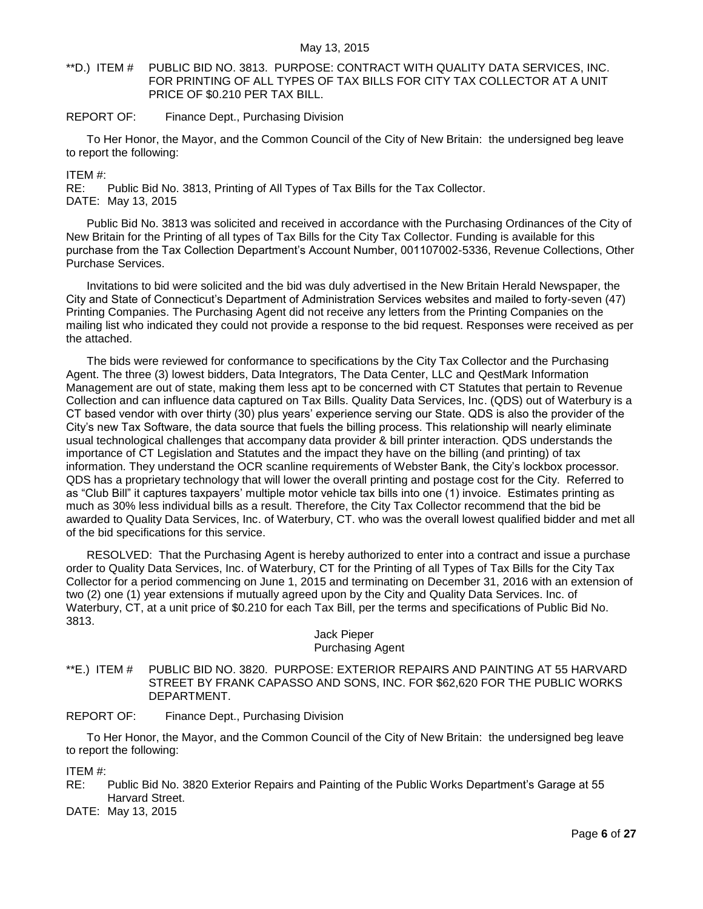**D.) ITEM # PUBLIC BID NO. 3813. PURPOSE: CONTRACT WITH QUALITY DATA SERVICES, INC. FOR PRINTING OF ALL TYPES OF TAX BILLS FOR CITY TAX COLLECTOR AT A UNIT PRICE OF $0.210 PER TAX BILL.

REPORT OF: Finance Dept., Purchasing Division

To Her Honor, the Mayor, and the Common Council of the City of New Britain: the undersigned beg leave to report the following:

ITEM #:
RE: Public Bid No. 3813, Printing of All Types of Tax Bills for the Tax Collector.
DATE: May 13, 2015

Public Bid No. 3813 was solicited and received in accordance with the Purchasing Ordinances of the City of New Britain for the Printing of all types of Tax Bills for the City Tax Collector. Funding is available for this purchase from the Tax Collection Department's Account Number, 001107002-5336, Revenue Collections, Other Purchase Services.

Invitations to bid were solicited and the bid was duly advertised in the New Britain Herald Newspaper, the City and State of Connecticut's Department of Administration Services websites and mailed to forty-seven (47) Printing Companies. The Purchasing Agent did not receive any letters from the Printing Companies on the mailing list who indicated they could not provide a response to the bid request. Responses were received as per the attached.

The bids were reviewed for conformance to specifications by the City Tax Collector and the Purchasing Agent. The three (3) lowest bidders, Data Integrators, The Data Center, LLC and QestMark Information Management are out of state, making them less apt to be concerned with CT Statutes that pertain to Revenue Collection and can influence data captured on Tax Bills. Quality Data Services, Inc. (QDS) out of Waterbury is a CT based vendor with over thirty (30) plus years' experience serving our State. QDS is also the provider of the City's new Tax Software, the data source that fuels the billing process. This relationship will nearly eliminate usual technological challenges that accompany data provider & bill printer interaction. QDS understands the importance of CT Legislation and Statutes and the impact they have on the billing (and printing) of tax information. They understand the OCR scanline requirements of Webster Bank, the City's lockbox processor. QDS has a proprietary technology that will lower the overall printing and postage cost for the City. Referred to as "Club Bill" it captures taxpayers' multiple motor vehicle tax bills into one (1) invoice. Estimates printing as much as 30% less individual bills as a result. Therefore, the City Tax Collector recommend that the bid be awarded to Quality Data Services, Inc. of Waterbury, CT. who was the overall lowest qualified bidder and met all of the bid specifications for this service.

RESOLVED: That the Purchasing Agent is hereby authorized to enter into a contract and issue a purchase order to Quality Data Services, Inc. of Waterbury, CT for the Printing of all Types of Tax Bills for the City Tax Collector for a period commencing on June 1, 2015 and terminating on December 31, 2016 with an extension of two (2) one (1) year extensions if mutually agreed upon by the City and Quality Data Services. Inc. of Waterbury, CT, at a unit price of $0.210 for each Tax Bill, per the terms and specifications of Public Bid No. 3813.

Jack Pieper
Purchasing Agent

**E.) ITEM # PUBLIC BID NO. 3820. PURPOSE: EXTERIOR REPAIRS AND PAINTING AT 55 HARVARD STREET BY FRANK CAPASSO AND SONS, INC. FOR $62,620 FOR THE PUBLIC WORKS DEPARTMENT.

REPORT OF: Finance Dept., Purchasing Division

To Her Honor, the Mayor, and the Common Council of the City of New Britain: the undersigned beg leave to report the following:

ITEM #:
RE: Public Bid No. 3820 Exterior Repairs and Painting of the Public Works Department's Garage at 55 Harvard Street.
DATE: May 13, 2015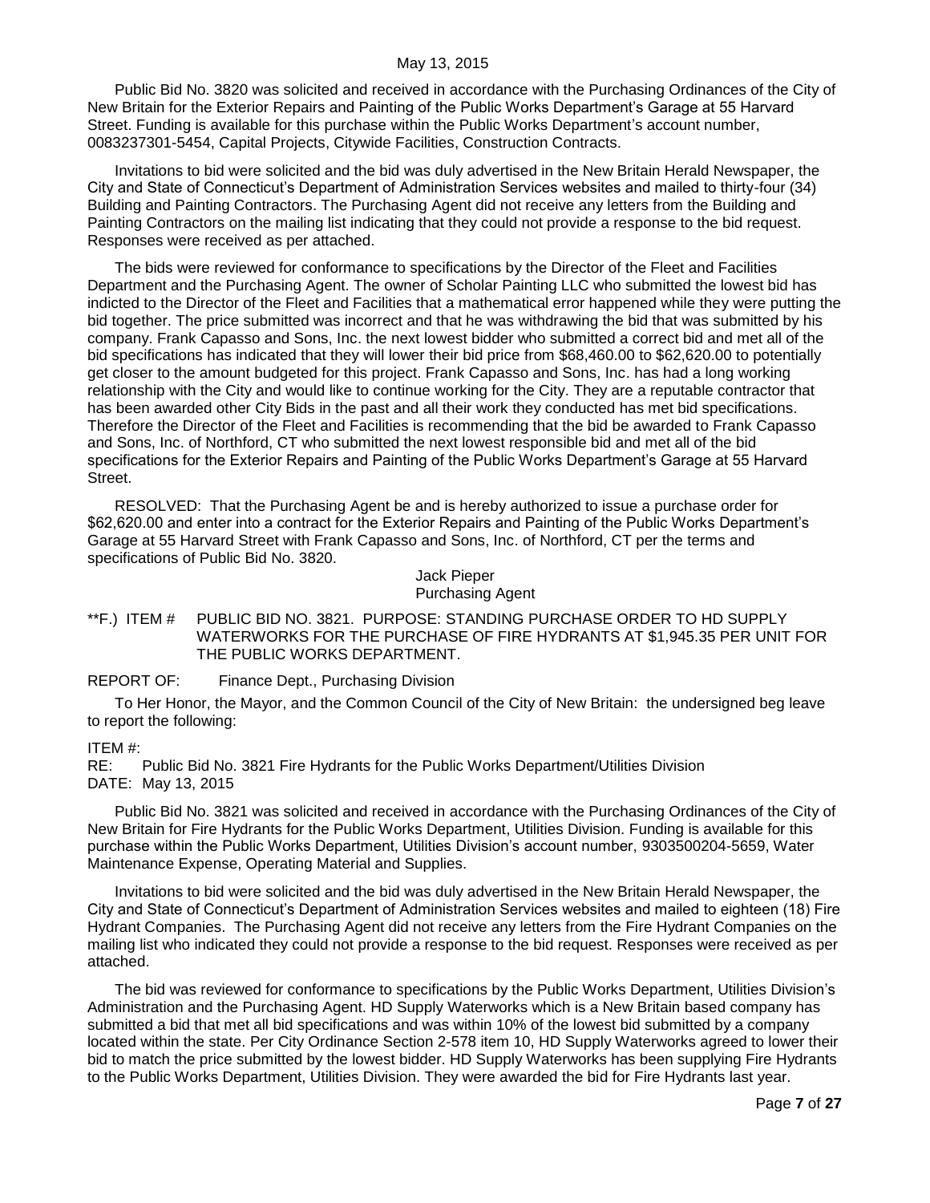Public Bid No. 3820 was solicited and received in accordance with the Purchasing Ordinances of the City of New Britain for the Exterior Repairs and Painting of the Public Works Department's Garage at 55 Harvard Street. Funding is available for this purchase within the Public Works Department's account number, 0083237301-5454, Capital Projects, Citywide Facilities, Construction Contracts.

Invitations to bid were solicited and the bid was duly advertised in the New Britain Herald Newspaper, the City and State of Connecticut's Department of Administration Services websites and mailed to thirty-four (34) Building and Painting Contractors. The Purchasing Agent did not receive any letters from the Building and Painting Contractors on the mailing list indicating that they could not provide a response to the bid request. Responses were received as per attached.

The bids were reviewed for conformance to specifications by the Director of the Fleet and Facilities Department and the Purchasing Agent. The owner of Scholar Painting LLC who submitted the lowest bid has indicted to the Director of the Fleet and Facilities that a mathematical error happened while they were putting the bid together. The price submitted was incorrect and that he was withdrawing the bid that was submitted by his company. Frank Capasso and Sons, Inc. the next lowest bidder who submitted a correct bid and met all of the bid specifications has indicated that they will lower their bid price from $68,460.00 to $62,620.00 to potentially get closer to the amount budgeted for this project. Frank Capasso and Sons, Inc. has had a long working relationship with the City and would like to continue working for the City. They are a reputable contractor that has been awarded other City Bids in the past and all their work they conducted has met bid specifications. Therefore the Director of the Fleet and Facilities is recommending that the bid be awarded to Frank Capasso and Sons, Inc. of Northford, CT who submitted the next lowest responsible bid and met all of the bid specifications for the Exterior Repairs and Painting of the Public Works Department's Garage at 55 Harvard Street.

RESOLVED: That the Purchasing Agent be and is hereby authorized to issue a purchase order for $62,620.00 and enter into a contract for the Exterior Repairs and Painting of the Public Works Department's Garage at 55 Harvard Street with Frank Capasso and Sons, Inc. of Northford, CT per the terms and specifications of Public Bid No. 3820.

Jack Pieper
Purchasing Agent

**F.) ITEM # PUBLIC BID NO. 3821. PURPOSE: STANDING PURCHASE ORDER TO HD SUPPLY WATERWORKS FOR THE PURCHASE OF FIRE HYDRANTS AT $1,945.35 PER UNIT FOR THE PUBLIC WORKS DEPARTMENT.

REPORT OF: Finance Dept., Purchasing Division

To Her Honor, the Mayor, and the Common Council of the City of New Britain: the undersigned beg leave to report the following:

ITEM #:
RE: Public Bid No. 3821 Fire Hydrants for the Public Works Department/Utilities Division
DATE: May 13, 2015

Public Bid No. 3821 was solicited and received in accordance with the Purchasing Ordinances of the City of New Britain for Fire Hydrants for the Public Works Department, Utilities Division. Funding is available for this purchase within the Public Works Department, Utilities Division's account number, 9303500204-5659, Water Maintenance Expense, Operating Material and Supplies.

Invitations to bid were solicited and the bid was duly advertised in the New Britain Herald Newspaper, the City and State of Connecticut's Department of Administration Services websites and mailed to eighteen (18) Fire Hydrant Companies. The Purchasing Agent did not receive any letters from the Fire Hydrant Companies on the mailing list who indicated they could not provide a response to the bid request. Responses were received as per attached.

The bid was reviewed for conformance to specifications by the Public Works Department, Utilities Division's Administration and the Purchasing Agent. HD Supply Waterworks which is a New Britain based company has submitted a bid that met all bid specifications and was within 10% of the lowest bid submitted by a company located within the state. Per City Ordinance Section 2-578 item 10, HD Supply Waterworks agreed to lower their bid to match the price submitted by the lowest bidder. HD Supply Waterworks has been supplying Fire Hydrants to the Public Works Department, Utilities Division. They were awarded the bid for Fire Hydrants last year.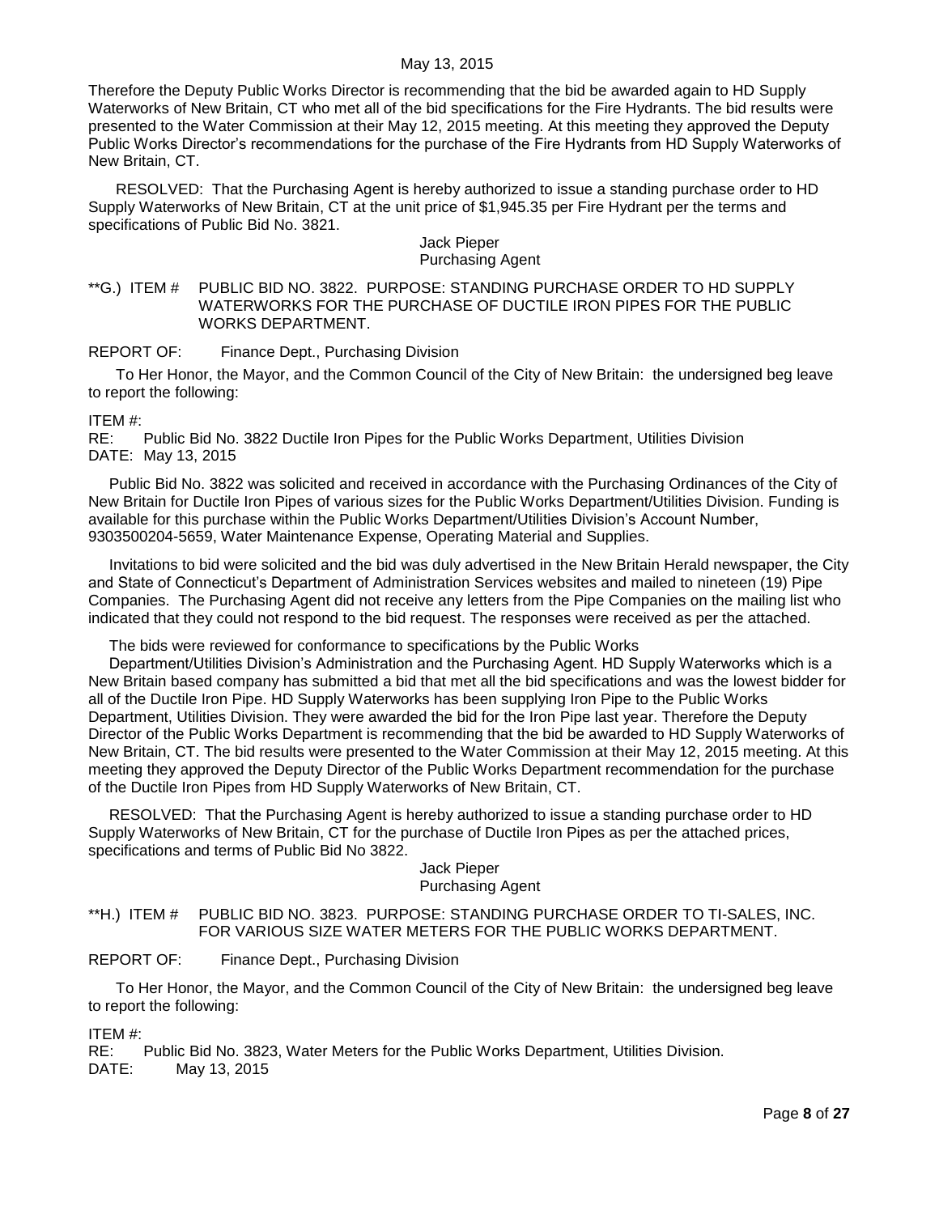Therefore the Deputy Public Works Director is recommending that the bid be awarded again to HD Supply Waterworks of New Britain, CT who met all of the bid specifications for the Fire Hydrants. The bid results were presented to the Water Commission at their May 12, 2015 meeting. At this meeting they approved the Deputy Public Works Director's recommendations for the purchase of the Fire Hydrants from HD Supply Waterworks of New Britain, CT.

RESOLVED: That the Purchasing Agent is hereby authorized to issue a standing purchase order to HD Supply Waterworks of New Britain, CT at the unit price of $1,945.35 per Fire Hydrant per the terms and specifications of Public Bid No. 3821.

Jack Pieper
Purchasing Agent

**G.) ITEM # PUBLIC BID NO. 3822. PURPOSE: STANDING PURCHASE ORDER TO HD SUPPLY WATERWORKS FOR THE PURCHASE OF DUCTILE IRON PIPES FOR THE PUBLIC WORKS DEPARTMENT.

REPORT OF: Finance Dept., Purchasing Division

To Her Honor, the Mayor, and the Common Council of the City of New Britain: the undersigned beg leave to report the following:

ITEM #:
RE: Public Bid No. 3822 Ductile Iron Pipes for the Public Works Department, Utilities Division
DATE: May 13, 2015

Public Bid No. 3822 was solicited and received in accordance with the Purchasing Ordinances of the City of New Britain for Ductile Iron Pipes of various sizes for the Public Works Department/Utilities Division. Funding is available for this purchase within the Public Works Department/Utilities Division's Account Number, 9303500204-5659, Water Maintenance Expense, Operating Material and Supplies.

Invitations to bid were solicited and the bid was duly advertised in the New Britain Herald newspaper, the City and State of Connecticut's Department of Administration Services websites and mailed to nineteen (19) Pipe Companies. The Purchasing Agent did not receive any letters from the Pipe Companies on the mailing list who indicated that they could not respond to the bid request. The responses were received as per the attached.

The bids were reviewed for conformance to specifications by the Public Works Department/Utilities Division's Administration and the Purchasing Agent. HD Supply Waterworks which is a New Britain based company has submitted a bid that met all the bid specifications and was the lowest bidder for all of the Ductile Iron Pipe. HD Supply Waterworks has been supplying Iron Pipe to the Public Works Department, Utilities Division. They were awarded the bid for the Iron Pipe last year. Therefore the Deputy Director of the Public Works Department is recommending that the bid be awarded to HD Supply Waterworks of New Britain, CT. The bid results were presented to the Water Commission at their May 12, 2015 meeting. At this meeting they approved the Deputy Director of the Public Works Department recommendation for the purchase of the Ductile Iron Pipes from HD Supply Waterworks of New Britain, CT.

RESOLVED: That the Purchasing Agent is hereby authorized to issue a standing purchase order to HD Supply Waterworks of New Britain, CT for the purchase of Ductile Iron Pipes as per the attached prices, specifications and terms of Public Bid No 3822.

Jack Pieper
Purchasing Agent

**H.) ITEM # PUBLIC BID NO. 3823. PURPOSE: STANDING PURCHASE ORDER TO TI-SALES, INC. FOR VARIOUS SIZE WATER METERS FOR THE PUBLIC WORKS DEPARTMENT.

REPORT OF: Finance Dept., Purchasing Division

To Her Honor, the Mayor, and the Common Council of the City of New Britain: the undersigned beg leave to report the following:

ITEM #:
RE: Public Bid No. 3823, Water Meters for the Public Works Department, Utilities Division.
DATE: May 13, 2015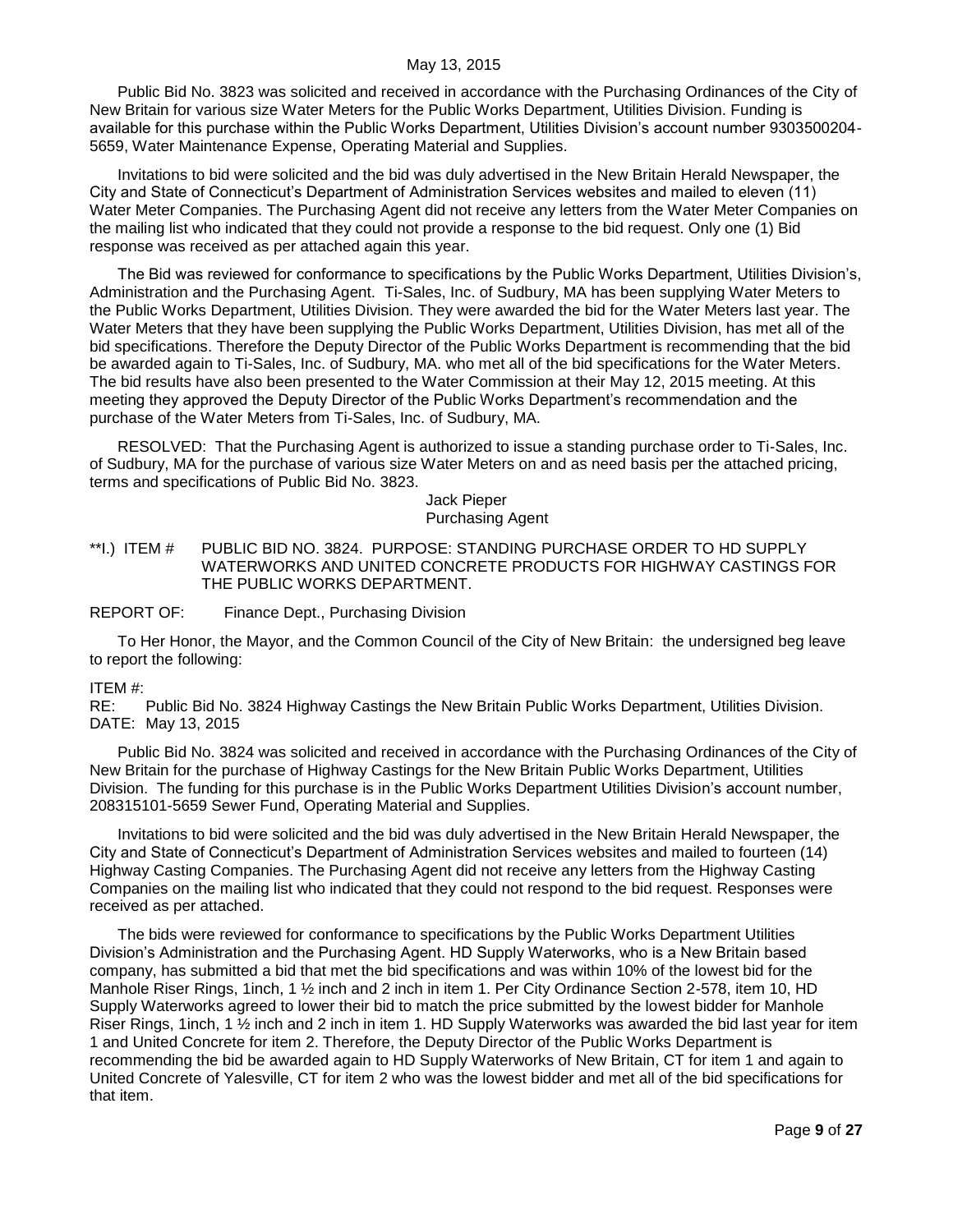Public Bid No. 3823 was solicited and received in accordance with the Purchasing Ordinances of the City of New Britain for various size Water Meters for the Public Works Department, Utilities Division. Funding is available for this purchase within the Public Works Department, Utilities Division's account number 9303500204-5659, Water Maintenance Expense, Operating Material and Supplies.

Invitations to bid were solicited and the bid was duly advertised in the New Britain Herald Newspaper, the City and State of Connecticut's Department of Administration Services websites and mailed to eleven (11) Water Meter Companies. The Purchasing Agent did not receive any letters from the Water Meter Companies on the mailing list who indicated that they could not provide a response to the bid request. Only one (1) Bid response was received as per attached again this year.

The Bid was reviewed for conformance to specifications by the Public Works Department, Utilities Division's, Administration and the Purchasing Agent. Ti-Sales, Inc. of Sudbury, MA has been supplying Water Meters to the Public Works Department, Utilities Division. They were awarded the bid for the Water Meters last year. The Water Meters that they have been supplying the Public Works Department, Utilities Division, has met all of the bid specifications. Therefore the Deputy Director of the Public Works Department is recommending that the bid be awarded again to Ti-Sales, Inc. of Sudbury, MA. who met all of the bid specifications for the Water Meters. The bid results have also been presented to the Water Commission at their May 12, 2015 meeting. At this meeting they approved the Deputy Director of the Public Works Department's recommendation and the purchase of the Water Meters from Ti-Sales, Inc. of Sudbury, MA.

RESOLVED: That the Purchasing Agent is authorized to issue a standing purchase order to Ti-Sales, Inc. of Sudbury, MA for the purchase of various size Water Meters on and as need basis per the attached pricing, terms and specifications of Public Bid No. 3823.

Jack Pieper
Purchasing Agent

**I.) ITEM # PUBLIC BID NO. 3824. PURPOSE: STANDING PURCHASE ORDER TO HD SUPPLY WATERWORKS AND UNITED CONCRETE PRODUCTS FOR HIGHWAY CASTINGS FOR THE PUBLIC WORKS DEPARTMENT.

REPORT OF: Finance Dept., Purchasing Division

To Her Honor, the Mayor, and the Common Council of the City of New Britain: the undersigned beg leave to report the following:

ITEM #:
RE: Public Bid No. 3824 Highway Castings the New Britain Public Works Department, Utilities Division.
DATE: May 13, 2015

Public Bid No. 3824 was solicited and received in accordance with the Purchasing Ordinances of the City of New Britain for the purchase of Highway Castings for the New Britain Public Works Department, Utilities Division. The funding for this purchase is in the Public Works Department Utilities Division's account number, 208315101-5659 Sewer Fund, Operating Material and Supplies.

Invitations to bid were solicited and the bid was duly advertised in the New Britain Herald Newspaper, the City and State of Connecticut's Department of Administration Services websites and mailed to fourteen (14) Highway Casting Companies. The Purchasing Agent did not receive any letters from the Highway Casting Companies on the mailing list who indicated that they could not respond to the bid request. Responses were received as per attached.

The bids were reviewed for conformance to specifications by the Public Works Department Utilities Division's Administration and the Purchasing Agent. HD Supply Waterworks, who is a New Britain based company, has submitted a bid that met the bid specifications and was within 10% of the lowest bid for the Manhole Riser Rings, 1inch, 1 ½ inch and 2 inch in item 1. Per City Ordinance Section 2-578, item 10, HD Supply Waterworks agreed to lower their bid to match the price submitted by the lowest bidder for Manhole Riser Rings, 1inch, 1 ½ inch and 2 inch in item 1. HD Supply Waterworks was awarded the bid last year for item 1 and United Concrete for item 2. Therefore, the Deputy Director of the Public Works Department is recommending the bid be awarded again to HD Supply Waterworks of New Britain, CT for item 1 and again to United Concrete of Yalesville, CT for item 2 who was the lowest bidder and met all of the bid specifications for that item.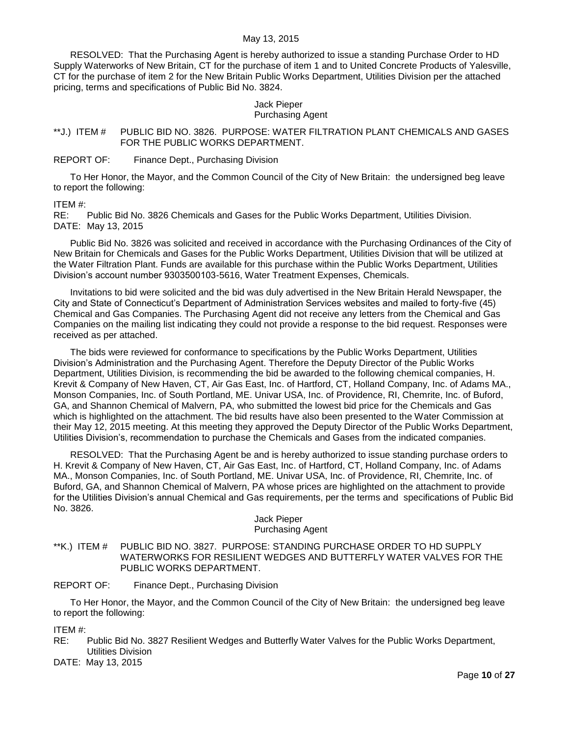RESOLVED: That the Purchasing Agent is hereby authorized to issue a standing Purchase Order to HD Supply Waterworks of New Britain, CT for the purchase of item 1 and to United Concrete Products of Yalesville, CT for the purchase of item 2 for the New Britain Public Works Department, Utilities Division per the attached pricing, terms and specifications of Public Bid No. 3824.

Jack Pieper
Purchasing Agent

**J.) ITEM # PUBLIC BID NO. 3826. PURPOSE: WATER FILTRATION PLANT CHEMICALS AND GASES FOR THE PUBLIC WORKS DEPARTMENT.

REPORT OF: Finance Dept., Purchasing Division

To Her Honor, the Mayor, and the Common Council of the City of New Britain: the undersigned beg leave to report the following:

ITEM #:
RE: Public Bid No. 3826 Chemicals and Gases for the Public Works Department, Utilities Division.
DATE: May 13, 2015

Public Bid No. 3826 was solicited and received in accordance with the Purchasing Ordinances of the City of New Britain for Chemicals and Gases for the Public Works Department, Utilities Division that will be utilized at the Water Filtration Plant. Funds are available for this purchase within the Public Works Department, Utilities Division's account number 9303500103-5616, Water Treatment Expenses, Chemicals.

Invitations to bid were solicited and the bid was duly advertised in the New Britain Herald Newspaper, the City and State of Connecticut's Department of Administration Services websites and mailed to forty-five (45) Chemical and Gas Companies. The Purchasing Agent did not receive any letters from the Chemical and Gas Companies on the mailing list indicating they could not provide a response to the bid request. Responses were received as per attached.

The bids were reviewed for conformance to specifications by the Public Works Department, Utilities Division's Administration and the Purchasing Agent. Therefore the Deputy Director of the Public Works Department, Utilities Division, is recommending the bid be awarded to the following chemical companies, H. Krevit & Company of New Haven, CT, Air Gas East, Inc. of Hartford, CT, Holland Company, Inc. of Adams MA., Monson Companies, Inc. of South Portland, ME. Univar USA, Inc. of Providence, RI, Chemrite, Inc. of Buford, GA, and Shannon Chemical of Malvern, PA, who submitted the lowest bid price for the Chemicals and Gas which is highlighted on the attachment. The bid results have also been presented to the Water Commission at their May 12, 2015 meeting. At this meeting they approved the Deputy Director of the Public Works Department, Utilities Division's, recommendation to purchase the Chemicals and Gases from the indicated companies.

RESOLVED: That the Purchasing Agent be and is hereby authorized to issue standing purchase orders to H. Krevit & Company of New Haven, CT, Air Gas East, Inc. of Hartford, CT, Holland Company, Inc. of Adams MA., Monson Companies, Inc. of South Portland, ME. Univar USA, Inc. of Providence, RI, Chemrite, Inc. of Buford, GA, and Shannon Chemical of Malvern, PA whose prices are highlighted on the attachment to provide for the Utilities Division's annual Chemical and Gas requirements, per the terms and specifications of Public Bid No. 3826.

Jack Pieper
Purchasing Agent

**K.) ITEM # PUBLIC BID NO. 3827. PURPOSE: STANDING PURCHASE ORDER TO HD SUPPLY WATERWORKS FOR RESILIENT WEDGES AND BUTTERFLY WATER VALVES FOR THE PUBLIC WORKS DEPARTMENT.

REPORT OF: Finance Dept., Purchasing Division

To Her Honor, the Mayor, and the Common Council of the City of New Britain: the undersigned beg leave to report the following:

ITEM #:
RE: Public Bid No. 3827 Resilient Wedges and Butterfly Water Valves for the Public Works Department, Utilities Division
DATE: May 13, 2015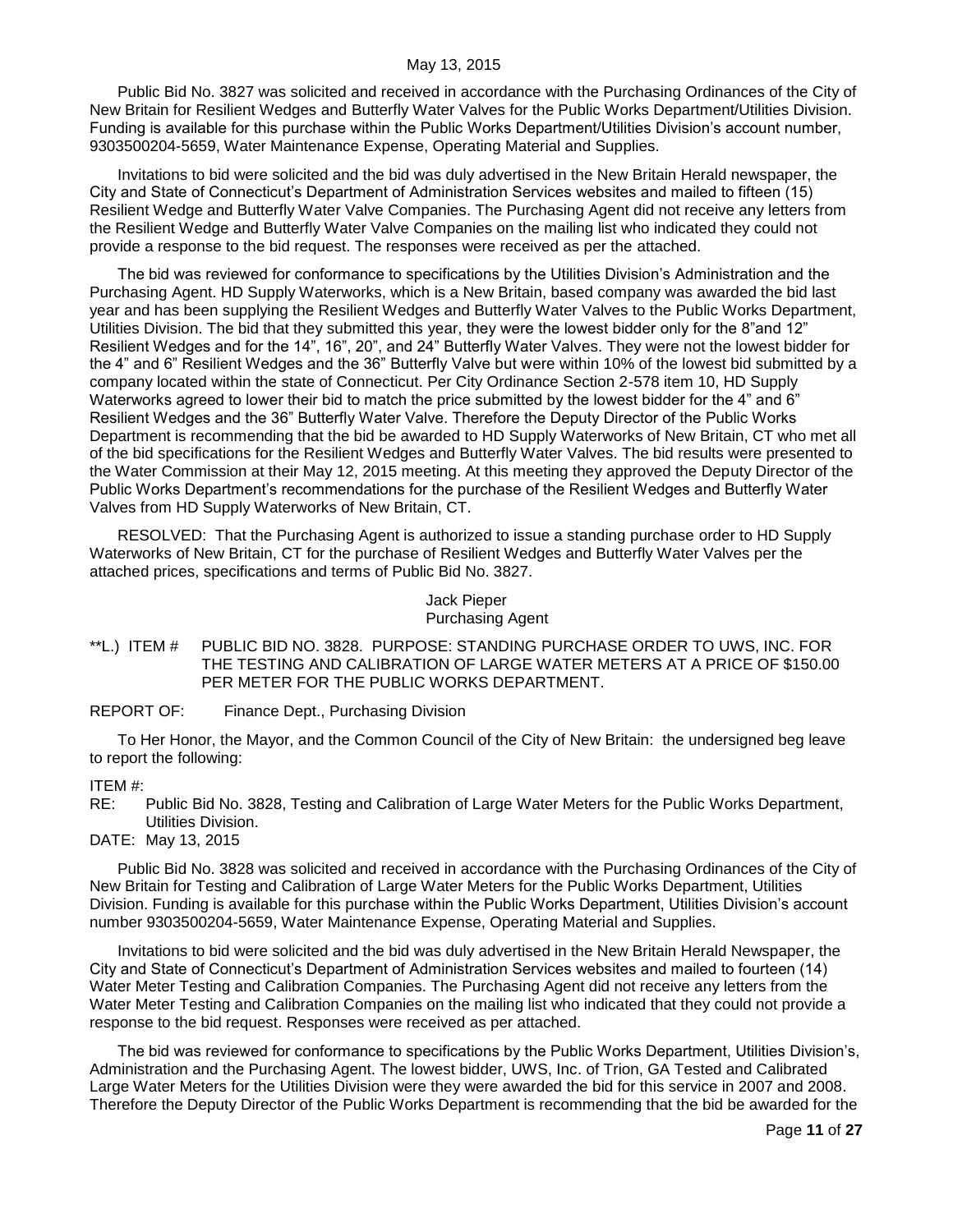Public Bid No. 3827 was solicited and received in accordance with the Purchasing Ordinances of the City of New Britain for Resilient Wedges and Butterfly Water Valves for the Public Works Department/Utilities Division. Funding is available for this purchase within the Public Works Department/Utilities Division's account number, 9303500204-5659, Water Maintenance Expense, Operating Material and Supplies.

Invitations to bid were solicited and the bid was duly advertised in the New Britain Herald newspaper, the City and State of Connecticut's Department of Administration Services websites and mailed to fifteen (15) Resilient Wedge and Butterfly Water Valve Companies. The Purchasing Agent did not receive any letters from the Resilient Wedge and Butterfly Water Valve Companies on the mailing list who indicated they could not provide a response to the bid request. The responses were received as per the attached.

The bid was reviewed for conformance to specifications by the Utilities Division's Administration and the Purchasing Agent. HD Supply Waterworks, which is a New Britain, based company was awarded the bid last year and has been supplying the Resilient Wedges and Butterfly Water Valves to the Public Works Department, Utilities Division. The bid that they submitted this year, they were the lowest bidder only for the 8"and 12" Resilient Wedges and for the 14", 16", 20", and 24" Butterfly Water Valves. They were not the lowest bidder for the 4" and 6" Resilient Wedges and the 36" Butterfly Valve but were within 10% of the lowest bid submitted by a company located within the state of Connecticut. Per City Ordinance Section 2-578 item 10, HD Supply Waterworks agreed to lower their bid to match the price submitted by the lowest bidder for the 4" and 6" Resilient Wedges and the 36" Butterfly Water Valve. Therefore the Deputy Director of the Public Works Department is recommending that the bid be awarded to HD Supply Waterworks of New Britain, CT who met all of the bid specifications for the Resilient Wedges and Butterfly Water Valves. The bid results were presented to the Water Commission at their May 12, 2015 meeting. At this meeting they approved the Deputy Director of the Public Works Department's recommendations for the purchase of the Resilient Wedges and Butterfly Water Valves from HD Supply Waterworks of New Britain, CT.

RESOLVED: That the Purchasing Agent is authorized to issue a standing purchase order to HD Supply Waterworks of New Britain, CT for the purchase of Resilient Wedges and Butterfly Water Valves per the attached prices, specifications and terms of Public Bid No. 3827.

Jack Pieper
Purchasing Agent

**L.) ITEM # PUBLIC BID NO. 3828. PURPOSE: STANDING PURCHASE ORDER TO UWS, INC. FOR THE TESTING AND CALIBRATION OF LARGE WATER METERS AT A PRICE OF $150.00 PER METER FOR THE PUBLIC WORKS DEPARTMENT.

REPORT OF: Finance Dept., Purchasing Division

To Her Honor, the Mayor, and the Common Council of the City of New Britain: the undersigned beg leave to report the following:

ITEM #:
RE: Public Bid No. 3828, Testing and Calibration of Large Water Meters for the Public Works Department, Utilities Division.
DATE: May 13, 2015

Public Bid No. 3828 was solicited and received in accordance with the Purchasing Ordinances of the City of New Britain for Testing and Calibration of Large Water Meters for the Public Works Department, Utilities Division. Funding is available for this purchase within the Public Works Department, Utilities Division's account number 9303500204-5659, Water Maintenance Expense, Operating Material and Supplies.

Invitations to bid were solicited and the bid was duly advertised in the New Britain Herald Newspaper, the City and State of Connecticut's Department of Administration Services websites and mailed to fourteen (14) Water Meter Testing and Calibration Companies. The Purchasing Agent did not receive any letters from the Water Meter Testing and Calibration Companies on the mailing list who indicated that they could not provide a response to the bid request. Responses were received as per attached.

The bid was reviewed for conformance to specifications by the Public Works Department, Utilities Division's, Administration and the Purchasing Agent. The lowest bidder, UWS, Inc. of Trion, GA Tested and Calibrated Large Water Meters for the Utilities Division were they were awarded the bid for this service in 2007 and 2008. Therefore the Deputy Director of the Public Works Department is recommending that the bid be awarded for the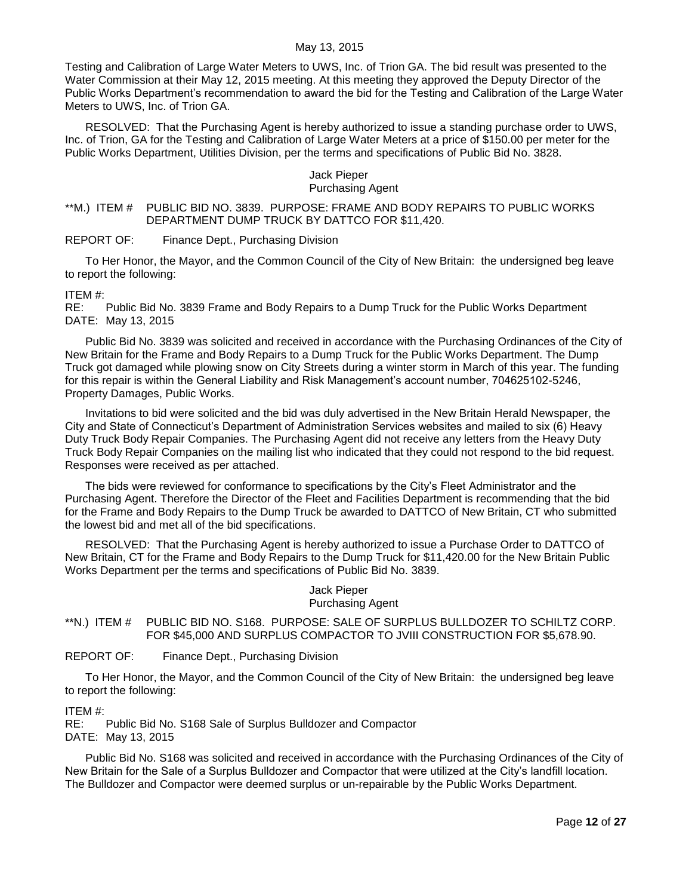Testing and Calibration of Large Water Meters to UWS, Inc. of Trion GA. The bid result was presented to the Water Commission at their May 12, 2015 meeting. At this meeting they approved the Deputy Director of the Public Works Department's recommendation to award the bid for the Testing and Calibration of the Large Water Meters to UWS, Inc. of Trion GA.

RESOLVED: That the Purchasing Agent is hereby authorized to issue a standing purchase order to UWS, Inc. of Trion, GA for the Testing and Calibration of Large Water Meters at a price of $150.00 per meter for the Public Works Department, Utilities Division, per the terms and specifications of Public Bid No. 3828.

Jack Pieper
Purchasing Agent

**M.) ITEM # PUBLIC BID NO. 3839. PURPOSE: FRAME AND BODY REPAIRS TO PUBLIC WORKS DEPARTMENT DUMP TRUCK BY DATTCO FOR $11,420.

REPORT OF: Finance Dept., Purchasing Division

To Her Honor, the Mayor, and the Common Council of the City of New Britain: the undersigned beg leave to report the following:

ITEM #:
RE: Public Bid No. 3839 Frame and Body Repairs to a Dump Truck for the Public Works Department
DATE: May 13, 2015

Public Bid No. 3839 was solicited and received in accordance with the Purchasing Ordinances of the City of New Britain for the Frame and Body Repairs to a Dump Truck for the Public Works Department. The Dump Truck got damaged while plowing snow on City Streets during a winter storm in March of this year. The funding for this repair is within the General Liability and Risk Management's account number, 704625102-5246, Property Damages, Public Works.

Invitations to bid were solicited and the bid was duly advertised in the New Britain Herald Newspaper, the City and State of Connecticut's Department of Administration Services websites and mailed to six (6) Heavy Duty Truck Body Repair Companies. The Purchasing Agent did not receive any letters from the Heavy Duty Truck Body Repair Companies on the mailing list who indicated that they could not respond to the bid request. Responses were received as per attached.

The bids were reviewed for conformance to specifications by the City's Fleet Administrator and the Purchasing Agent. Therefore the Director of the Fleet and Facilities Department is recommending that the bid for the Frame and Body Repairs to the Dump Truck be awarded to DATTCO of New Britain, CT who submitted the lowest bid and met all of the bid specifications.

RESOLVED: That the Purchasing Agent is hereby authorized to issue a Purchase Order to DATTCO of New Britain, CT for the Frame and Body Repairs to the Dump Truck for $11,420.00 for the New Britain Public Works Department per the terms and specifications of Public Bid No. 3839.

Jack Pieper
Purchasing Agent

**N.) ITEM # PUBLIC BID NO. S168. PURPOSE: SALE OF SURPLUS BULLDOZER TO SCHILTZ CORP. FOR $45,000 AND SURPLUS COMPACTOR TO JVIII CONSTRUCTION FOR $5,678.90.

REPORT OF: Finance Dept., Purchasing Division

To Her Honor, the Mayor, and the Common Council of the City of New Britain: the undersigned beg leave to report the following:

ITEM #:
RE: Public Bid No. S168 Sale of Surplus Bulldozer and Compactor
DATE: May 13, 2015

Public Bid No. S168 was solicited and received in accordance with the Purchasing Ordinances of the City of New Britain for the Sale of a Surplus Bulldozer and Compactor that were utilized at the City's landfill location. The Bulldozer and Compactor were deemed surplus or un-repairable by the Public Works Department.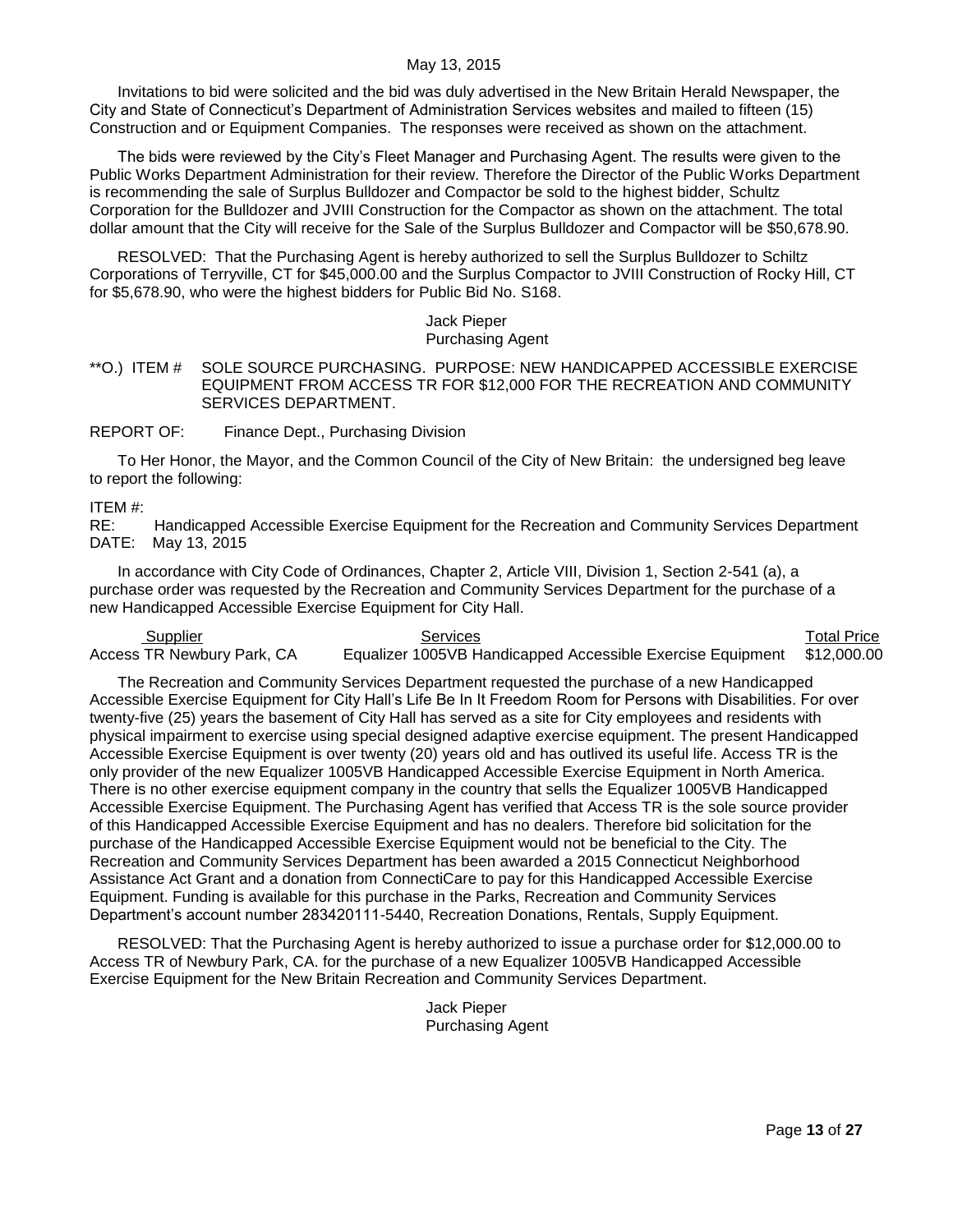Invitations to bid were solicited and the bid was duly advertised in the New Britain Herald Newspaper, the City and State of Connecticut's Department of Administration Services websites and mailed to fifteen (15) Construction and or Equipment Companies. The responses were received as shown on the attachment.

The bids were reviewed by the City's Fleet Manager and Purchasing Agent. The results were given to the Public Works Department Administration for their review. Therefore the Director of the Public Works Department is recommending the sale of Surplus Bulldozer and Compactor be sold to the highest bidder, Schultz Corporation for the Bulldozer and JVIII Construction for the Compactor as shown on the attachment. The total dollar amount that the City will receive for the Sale of the Surplus Bulldozer and Compactor will be $50,678.90.

RESOLVED: That the Purchasing Agent is hereby authorized to sell the Surplus Bulldozer to Schiltz Corporations of Terryville, CT for $45,000.00 and the Surplus Compactor to JVIII Construction of Rocky Hill, CT for $5,678.90, who were the highest bidders for Public Bid No. S168.

Jack Pieper
Purchasing Agent

**O.) ITEM # SOLE SOURCE PURCHASING. PURPOSE: NEW HANDICAPPED ACCESSIBLE EXERCISE EQUIPMENT FROM ACCESS TR FOR $12,000 FOR THE RECREATION AND COMMUNITY SERVICES DEPARTMENT.

REPORT OF: Finance Dept., Purchasing Division

To Her Honor, the Mayor, and the Common Council of the City of New Britain: the undersigned beg leave to report the following:

ITEM #:
RE: Handicapped Accessible Exercise Equipment for the Recreation and Community Services Department
DATE: May 13, 2015

In accordance with City Code of Ordinances, Chapter 2, Article VIII, Division 1, Section 2-541 (a), a purchase order was requested by the Recreation and Community Services Department for the purchase of a new Handicapped Accessible Exercise Equipment for City Hall.

| Supplier | Services | Total Price |
|---|---|---|
| Access TR Newbury Park, CA | Equalizer 1005VB Handicapped Accessible Exercise Equipment | $12,000.00 |

The Recreation and Community Services Department requested the purchase of a new Handicapped Accessible Exercise Equipment for City Hall's Life Be In It Freedom Room for Persons with Disabilities. For over twenty-five (25) years the basement of City Hall has served as a site for City employees and residents with physical impairment to exercise using special designed adaptive exercise equipment. The present Handicapped Accessible Exercise Equipment is over twenty (20) years old and has outlived its useful life. Access TR is the only provider of the new Equalizer 1005VB Handicapped Accessible Exercise Equipment in North America. There is no other exercise equipment company in the country that sells the Equalizer 1005VB Handicapped Accessible Exercise Equipment. The Purchasing Agent has verified that Access TR is the sole source provider of this Handicapped Accessible Exercise Equipment and has no dealers. Therefore bid solicitation for the purchase of the Handicapped Accessible Exercise Equipment would not be beneficial to the City. The Recreation and Community Services Department has been awarded a 2015 Connecticut Neighborhood Assistance Act Grant and a donation from ConnectiCare to pay for this Handicapped Accessible Exercise Equipment. Funding is available for this purchase in the Parks, Recreation and Community Services Department's account number 283420111-5440, Recreation Donations, Rentals, Supply Equipment.

RESOLVED: That the Purchasing Agent is hereby authorized to issue a purchase order for $12,000.00 to Access TR of Newbury Park, CA. for the purchase of a new Equalizer 1005VB Handicapped Accessible Exercise Equipment for the New Britain Recreation and Community Services Department.

Jack Pieper
Purchasing Agent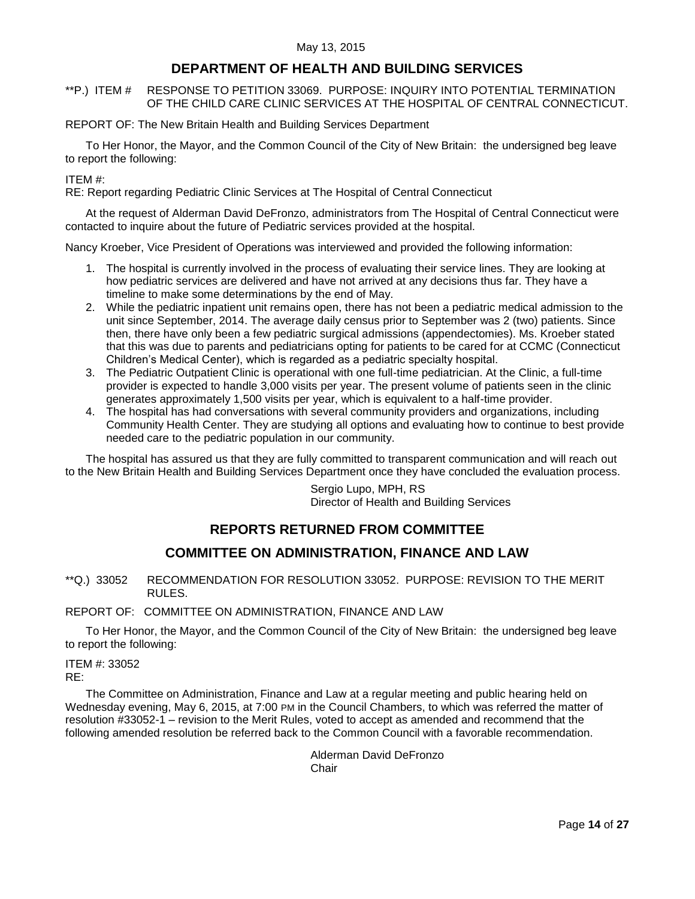May 13, 2015

## DEPARTMENT OF HEALTH AND BUILDING SERVICES

**P.) ITEM # RESPONSE TO PETITION 33069. PURPOSE: INQUIRY INTO POTENTIAL TERMINATION OF THE CHILD CARE CLINIC SERVICES AT THE HOSPITAL OF CENTRAL CONNECTICUT.

REPORT OF: The New Britain Health and Building Services Department

To Her Honor, the Mayor, and the Common Council of the City of New Britain: the undersigned beg leave to report the following:

ITEM #:
RE: Report regarding Pediatric Clinic Services at The Hospital of Central Connecticut

At the request of Alderman David DeFronzo, administrators from The Hospital of Central Connecticut were contacted to inquire about the future of Pediatric services provided at the hospital.

Nancy Kroeber, Vice President of Operations was interviewed and provided the following information:

1. The hospital is currently involved in the process of evaluating their service lines. They are looking at how pediatric services are delivered and have not arrived at any decisions thus far. They have a timeline to make some determinations by the end of May.
2. While the pediatric inpatient unit remains open, there has not been a pediatric medical admission to the unit since September, 2014. The average daily census prior to September was 2 (two) patients. Since then, there have only been a few pediatric surgical admissions (appendectomies). Ms. Kroeber stated that this was due to parents and pediatricians opting for patients to be cared for at CCMC (Connecticut Children's Medical Center), which is regarded as a pediatric specialty hospital.
3. The Pediatric Outpatient Clinic is operational with one full-time pediatrician. At the Clinic, a full-time provider is expected to handle 3,000 visits per year. The present volume of patients seen in the clinic generates approximately 1,500 visits per year, which is equivalent to a half-time provider.
4. The hospital has had conversations with several community providers and organizations, including Community Health Center. They are studying all options and evaluating how to continue to best provide needed care to the pediatric population in our community.

The hospital has assured us that they are fully committed to transparent communication and will reach out to the New Britain Health and Building Services Department once they have concluded the evaluation process.

Sergio Lupo, MPH, RS
Director of Health and Building Services

## REPORTS RETURNED FROM COMMITTEE

## COMMITTEE ON ADMINISTRATION, FINANCE AND LAW

**Q.) 33052 RECOMMENDATION FOR RESOLUTION 33052. PURPOSE: REVISION TO THE MERIT RULES.

REPORT OF: COMMITTEE ON ADMINISTRATION, FINANCE AND LAW

To Her Honor, the Mayor, and the Common Council of the City of New Britain: the undersigned beg leave to report the following:

ITEM #: 33052
RE:

The Committee on Administration, Finance and Law at a regular meeting and public hearing held on Wednesday evening, May 6, 2015, at 7:00 PM in the Council Chambers, to which was referred the matter of resolution #33052-1 – revision to the Merit Rules, voted to accept as amended and recommend that the following amended resolution be referred back to the Common Council with a favorable recommendation.

Alderman David DeFronzo
Chair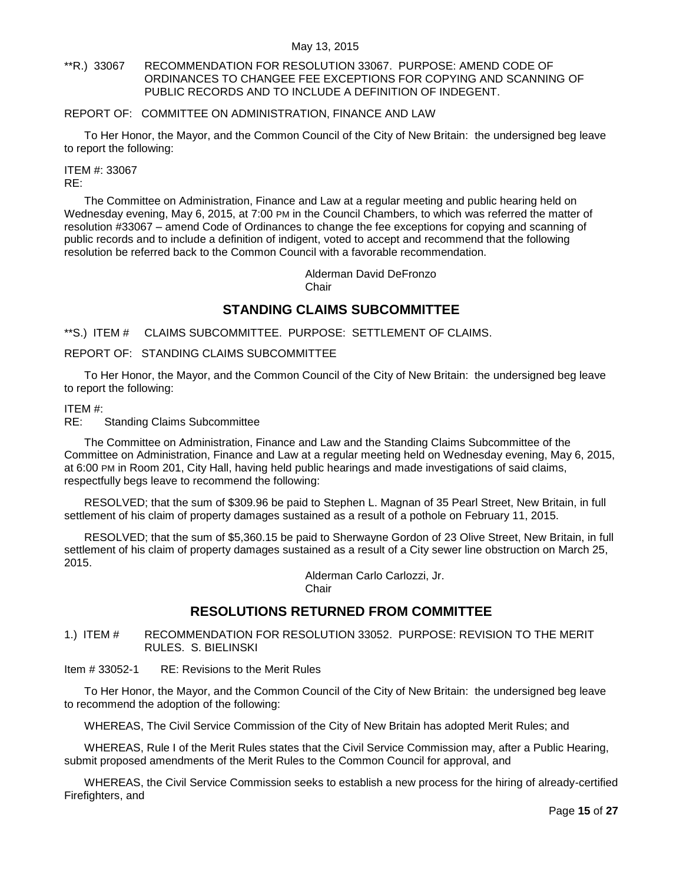**R.) 33067 RECOMMENDATION FOR RESOLUTION 33067. PURPOSE: AMEND CODE OF ORDINANCES TO CHANGEE FEE EXCEPTIONS FOR COPYING AND SCANNING OF PUBLIC RECORDS AND TO INCLUDE A DEFINITION OF INDEGENT.

REPORT OF: COMMITTEE ON ADMINISTRATION, FINANCE AND LAW

To Her Honor, the Mayor, and the Common Council of the City of New Britain: the undersigned beg leave to report the following:

ITEM #: 33067
RE:

The Committee on Administration, Finance and Law at a regular meeting and public hearing held on Wednesday evening, May 6, 2015, at 7:00 PM in the Council Chambers, to which was referred the matter of resolution #33067 – amend Code of Ordinances to change the fee exceptions for copying and scanning of public records and to include a definition of indigent, voted to accept and recommend that the following resolution be referred back to the Common Council with a favorable recommendation.

Alderman David DeFronzo
Chair

## STANDING CLAIMS SUBCOMMITTEE

**S.) ITEM # CLAIMS SUBCOMMITTEE. PURPOSE: SETTLEMENT OF CLAIMS.

REPORT OF: STANDING CLAIMS SUBCOMMITTEE

To Her Honor, the Mayor, and the Common Council of the City of New Britain: the undersigned beg leave to report the following:

ITEM #:
RE: Standing Claims Subcommittee

The Committee on Administration, Finance and Law and the Standing Claims Subcommittee of the Committee on Administration, Finance and Law at a regular meeting held on Wednesday evening, May 6, 2015, at 6:00 PM in Room 201, City Hall, having held public hearings and made investigations of said claims, respectfully begs leave to recommend the following:

RESOLVED; that the sum of $309.96 be paid to Stephen L. Magnan of 35 Pearl Street, New Britain, in full settlement of his claim of property damages sustained as a result of a pothole on February 11, 2015.

RESOLVED; that the sum of $5,360.15 be paid to Sherwayne Gordon of 23 Olive Street, New Britain, in full settlement of his claim of property damages sustained as a result of a City sewer line obstruction on March 25, 2015.

Alderman Carlo Carlozzi, Jr.
Chair

## RESOLUTIONS RETURNED FROM COMMITTEE

1.) ITEM # RECOMMENDATION FOR RESOLUTION 33052. PURPOSE: REVISION TO THE MERIT RULES. S. BIELINSKI

Item # 33052-1 RE: Revisions to the Merit Rules

To Her Honor, the Mayor, and the Common Council of the City of New Britain: the undersigned beg leave to recommend the adoption of the following:

WHEREAS, The Civil Service Commission of the City of New Britain has adopted Merit Rules; and

WHEREAS, Rule I of the Merit Rules states that the Civil Service Commission may, after a Public Hearing, submit proposed amendments of the Merit Rules to the Common Council for approval, and

WHEREAS, the Civil Service Commission seeks to establish a new process for the hiring of already-certified Firefighters, and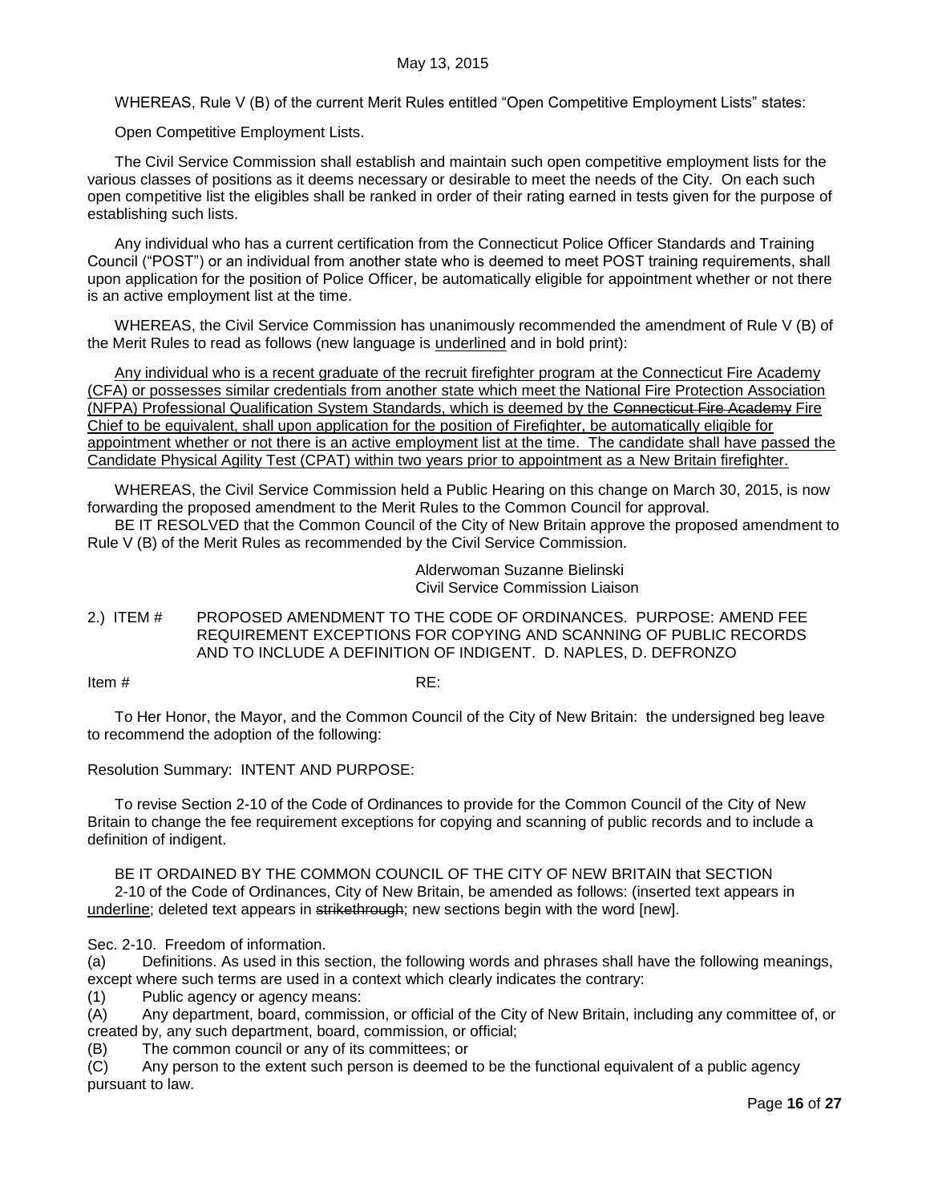WHEREAS, Rule V (B) of the current Merit Rules entitled "Open Competitive Employment Lists" states:

Open Competitive Employment Lists.

The Civil Service Commission shall establish and maintain such open competitive employment lists for the various classes of positions as it deems necessary or desirable to meet the needs of the City. On each such open competitive list the eligibles shall be ranked in order of their rating earned in tests given for the purpose of establishing such lists.

Any individual who has a current certification from the Connecticut Police Officer Standards and Training Council ("POST") or an individual from another state who is deemed to meet POST training requirements, shall upon application for the position of Police Officer, be automatically eligible for appointment whether or not there is an active employment list at the time.

WHEREAS, the Civil Service Commission has unanimously recommended the amendment of Rule V (B) of the Merit Rules to read as follows (new language is <u>underlined</u> and in bold print):

<u>Any individual who is a recent graduate of the recruit firefighter program at the Connecticut Fire Academy (CFA) or possesses similar credentials from another state which meet the National Fire Protection Association (NFPA) Professional Qualification System Standards, which is deemed by the ~~Connecticut Fire Academy~~ Fire Chief to be equivalent, shall upon application for the position of Firefighter, be automatically eligible for appointment whether or not there is an active employment list at the time. The candidate shall have passed the Candidate Physical Agility Test (CPAT) within two years prior to appointment as a New Britain firefighter.</u>

WHEREAS, the Civil Service Commission held a Public Hearing on this change on March 30, 2015, is now forwarding the proposed amendment to the Merit Rules to the Common Council for approval.

BE IT RESOLVED that the Common Council of the City of New Britain approve the proposed amendment to Rule V (B) of the Merit Rules as recommended by the Civil Service Commission.

Alderwoman Suzanne Bielinski
Civil Service Commission Liaison

2.) ITEM # PROPOSED AMENDMENT TO THE CODE OF ORDINANCES. PURPOSE: AMEND FEE REQUIREMENT EXCEPTIONS FOR COPYING AND SCANNING OF PUBLIC RECORDS AND TO INCLUDE A DEFINITION OF INDIGENT. D. NAPLES, D. DEFRONZO

Item # RE:

To Her Honor, the Mayor, and the Common Council of the City of New Britain: the undersigned beg leave to recommend the adoption of the following:

Resolution Summary: INTENT AND PURPOSE:

To revise Section 2-10 of the Code of Ordinances to provide for the Common Council of the City of New Britain to change the fee requirement exceptions for copying and scanning of public records and to include a definition of indigent.

BE IT ORDAINED BY THE COMMON COUNCIL OF THE CITY OF NEW BRITAIN that SECTION 2-10 of the Code of Ordinances, City of New Britain, be amended as follows: (inserted text appears in <u>underline</u>; deleted text appears in ~~strikethrough~~; new sections begin with the word [new].

Sec. 2-10. Freedom of information.

(a) Definitions. As used in this section, the following words and phrases shall have the following meanings, except where such terms are used in a context which clearly indicates the contrary:

(1) Public agency or agency means:

(A) Any department, board, commission, or official of the City of New Britain, including any committee of, or created by, any such department, board, commission, or official;

(B) The common council or any of its committees; or

(C) Any person to the extent such person is deemed to be the functional equivalent of a public agency pursuant to law.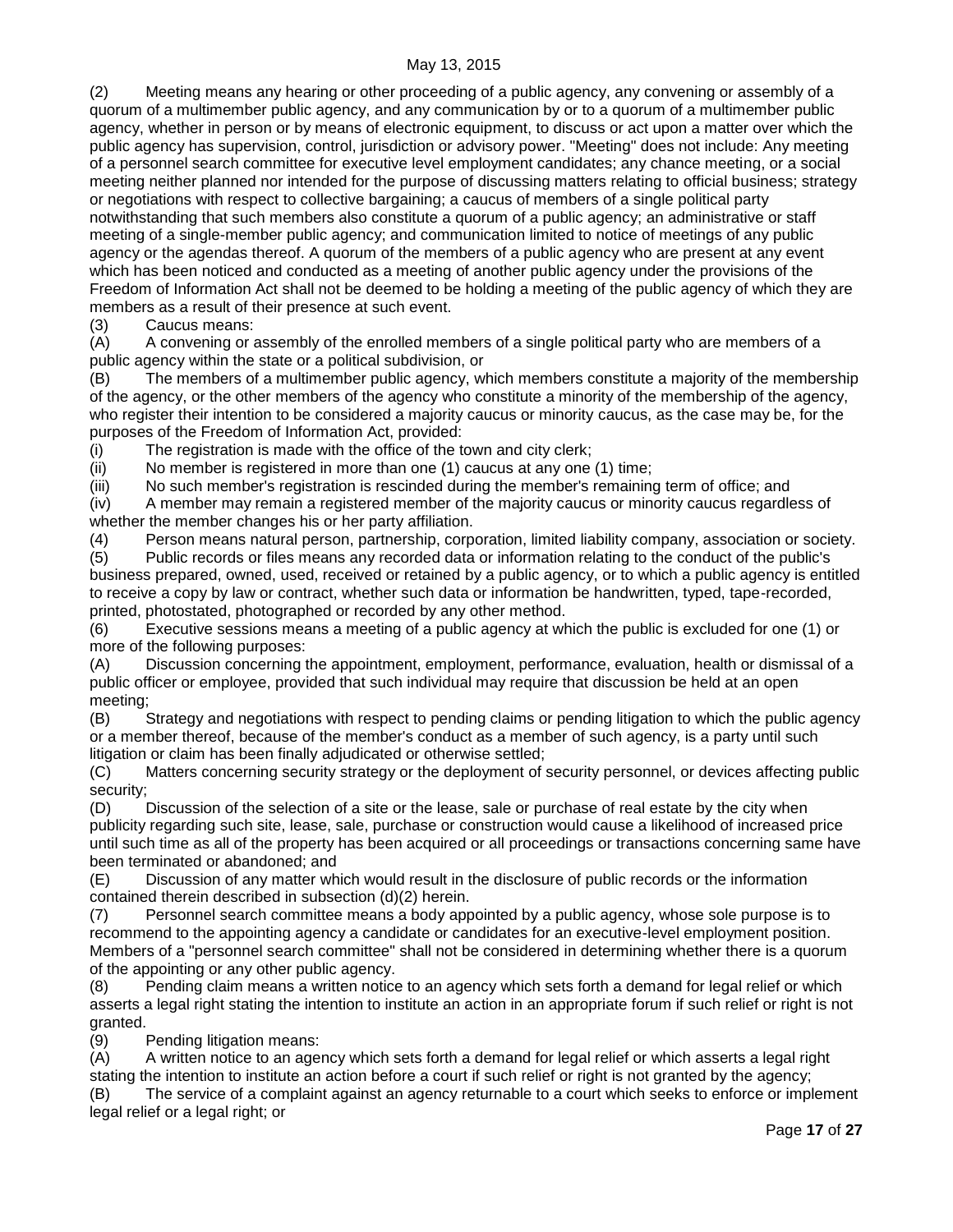(2) Meeting means any hearing or other proceeding of a public agency, any convening or assembly of a quorum of a multimember public agency, and any communication by or to a quorum of a multimember public agency, whether in person or by means of electronic equipment, to discuss or act upon a matter over which the public agency has supervision, control, jurisdiction or advisory power. "Meeting" does not include: Any meeting of a personnel search committee for executive level employment candidates; any chance meeting, or a social meeting neither planned nor intended for the purpose of discussing matters relating to official business; strategy or negotiations with respect to collective bargaining; a caucus of members of a single political party notwithstanding that such members also constitute a quorum of a public agency; an administrative or staff meeting of a single-member public agency; and communication limited to notice of meetings of any public agency or the agendas thereof. A quorum of the members of a public agency who are present at any event which has been noticed and conducted as a meeting of another public agency under the provisions of the Freedom of Information Act shall not be deemed to be holding a meeting of the public agency of which they are members as a result of their presence at such event.

(3) Caucus means:

(A) A convening or assembly of the enrolled members of a single political party who are members of a public agency within the state or a political subdivision, or

(B) The members of a multimember public agency, which members constitute a majority of the membership of the agency, or the other members of the agency who constitute a minority of the membership of the agency, who register their intention to be considered a majority caucus or minority caucus, as the case may be, for the purposes of the Freedom of Information Act, provided:

(i) The registration is made with the office of the town and city clerk;

(ii) No member is registered in more than one (1) caucus at any one (1) time;

(iii) No such member's registration is rescinded during the member's remaining term of office; and

(iv) A member may remain a registered member of the majority caucus or minority caucus regardless of whether the member changes his or her party affiliation.

(4) Person means natural person, partnership, corporation, limited liability company, association or society.

(5) Public records or files means any recorded data or information relating to the conduct of the public's business prepared, owned, used, received or retained by a public agency, or to which a public agency is entitled to receive a copy by law or contract, whether such data or information be handwritten, typed, tape-recorded, printed, photostated, photographed or recorded by any other method.

(6) Executive sessions means a meeting of a public agency at which the public is excluded for one (1) or more of the following purposes:

(A) Discussion concerning the appointment, employment, performance, evaluation, health or dismissal of a public officer or employee, provided that such individual may require that discussion be held at an open meeting;

(B) Strategy and negotiations with respect to pending claims or pending litigation to which the public agency or a member thereof, because of the member's conduct as a member of such agency, is a party until such litigation or claim has been finally adjudicated or otherwise settled;

(C) Matters concerning security strategy or the deployment of security personnel, or devices affecting public security;

(D) Discussion of the selection of a site or the lease, sale or purchase of real estate by the city when publicity regarding such site, lease, sale, purchase or construction would cause a likelihood of increased price until such time as all of the property has been acquired or all proceedings or transactions concerning same have been terminated or abandoned; and

(E) Discussion of any matter which would result in the disclosure of public records or the information contained therein described in subsection (d)(2) herein.

(7) Personnel search committee means a body appointed by a public agency, whose sole purpose is to recommend to the appointing agency a candidate or candidates for an executive-level employment position. Members of a "personnel search committee" shall not be considered in determining whether there is a quorum of the appointing or any other public agency.

(8) Pending claim means a written notice to an agency which sets forth a demand for legal relief or which asserts a legal right stating the intention to institute an action in an appropriate forum if such relief or right is not granted.

(9) Pending litigation means:

(A) A written notice to an agency which sets forth a demand for legal relief or which asserts a legal right stating the intention to institute an action before a court if such relief or right is not granted by the agency;

(B) The service of a complaint against an agency returnable to a court which seeks to enforce or implement legal relief or a legal right; or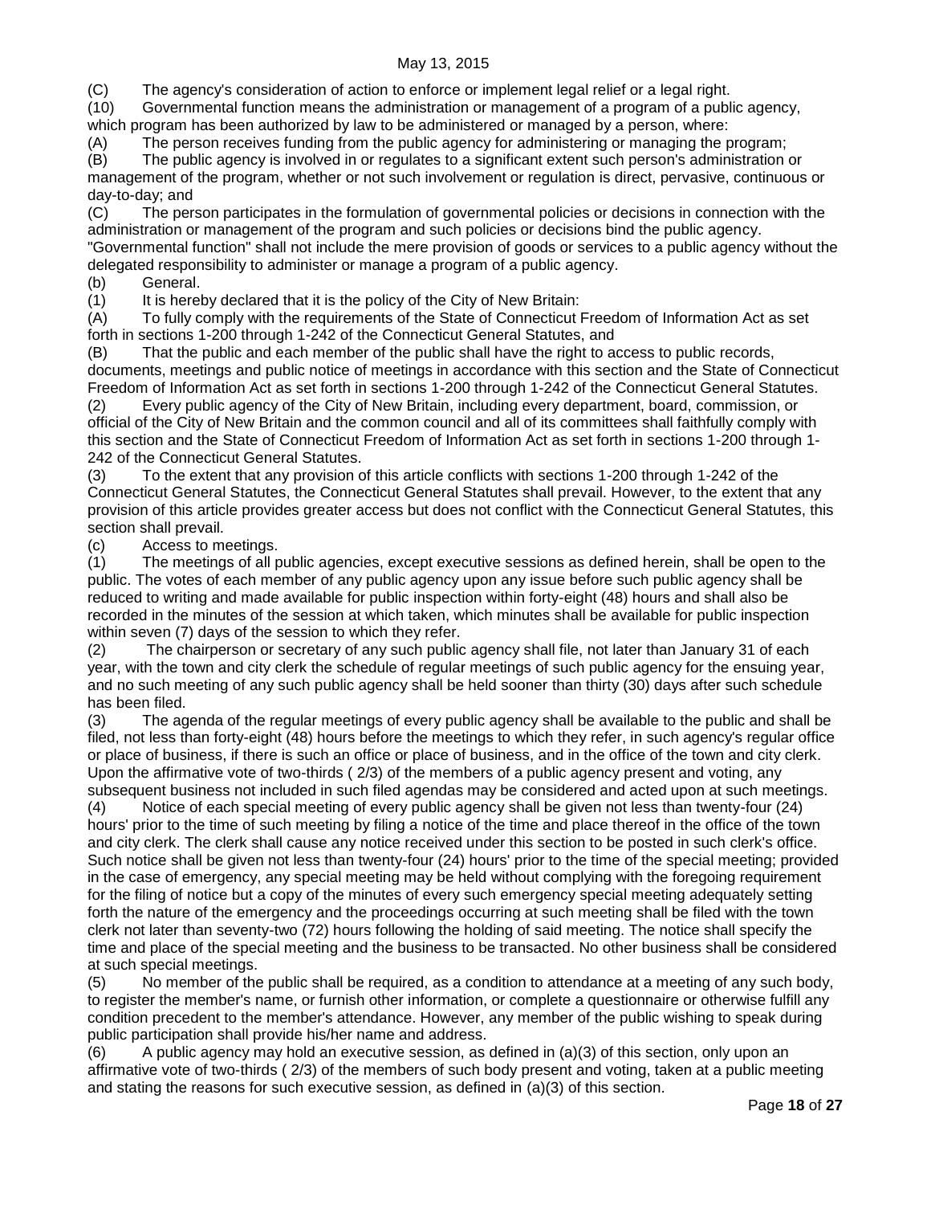(C) The agency's consideration of action to enforce or implement legal relief or a legal right.

(10) Governmental function means the administration or management of a program of a public agency, which program has been authorized by law to be administered or managed by a person, where:

(A) The person receives funding from the public agency for administering or managing the program;

(B) The public agency is involved in or regulates to a significant extent such person's administration or management of the program, whether or not such involvement or regulation is direct, pervasive, continuous or day-to-day; and

(C) The person participates in the formulation of governmental policies or decisions in connection with the administration or management of the program and such policies or decisions bind the public agency. "Governmental function" shall not include the mere provision of goods or services to a public agency without the delegated responsibility to administer or manage a program of a public agency.

(b) General.

(1) It is hereby declared that it is the policy of the City of New Britain:

(A) To fully comply with the requirements of the State of Connecticut Freedom of Information Act as set forth in sections 1-200 through 1-242 of the Connecticut General Statutes, and

(B) That the public and each member of the public shall have the right to access to public records, documents, meetings and public notice of meetings in accordance with this section and the State of Connecticut Freedom of Information Act as set forth in sections 1-200 through 1-242 of the Connecticut General Statutes.

(2) Every public agency of the City of New Britain, including every department, board, commission, or official of the City of New Britain and the common council and all of its committees shall faithfully comply with this section and the State of Connecticut Freedom of Information Act as set forth in sections 1-200 through 1-242 of the Connecticut General Statutes.

(3) To the extent that any provision of this article conflicts with sections 1-200 through 1-242 of the Connecticut General Statutes, the Connecticut General Statutes shall prevail. However, to the extent that any provision of this article provides greater access but does not conflict with the Connecticut General Statutes, this section shall prevail.

(c) Access to meetings.

(1) The meetings of all public agencies, except executive sessions as defined herein, shall be open to the public. The votes of each member of any public agency upon any issue before such public agency shall be reduced to writing and made available for public inspection within forty-eight (48) hours and shall also be recorded in the minutes of the session at which taken, which minutes shall be available for public inspection within seven (7) days of the session to which they refer.

(2) The chairperson or secretary of any such public agency shall file, not later than January 31 of each year, with the town and city clerk the schedule of regular meetings of such public agency for the ensuing year, and no such meeting of any such public agency shall be held sooner than thirty (30) days after such schedule has been filed.

(3) The agenda of the regular meetings of every public agency shall be available to the public and shall be filed, not less than forty-eight (48) hours before the meetings to which they refer, in such agency's regular office or place of business, if there is such an office or place of business, and in the office of the town and city clerk. Upon the affirmative vote of two-thirds ( 2/3) of the members of a public agency present and voting, any subsequent business not included in such filed agendas may be considered and acted upon at such meetings.

(4) Notice of each special meeting of every public agency shall be given not less than twenty-four (24) hours' prior to the time of such meeting by filing a notice of the time and place thereof in the office of the town and city clerk. The clerk shall cause any notice received under this section to be posted in such clerk's office. Such notice shall be given not less than twenty-four (24) hours' prior to the time of the special meeting; provided in the case of emergency, any special meeting may be held without complying with the foregoing requirement for the filing of notice but a copy of the minutes of every such emergency special meeting adequately setting forth the nature of the emergency and the proceedings occurring at such meeting shall be filed with the town clerk not later than seventy-two (72) hours following the holding of said meeting. The notice shall specify the time and place of the special meeting and the business to be transacted. No other business shall be considered at such special meetings.

(5) No member of the public shall be required, as a condition to attendance at a meeting of any such body, to register the member's name, or furnish other information, or complete a questionnaire or otherwise fulfill any condition precedent to the member's attendance. However, any member of the public wishing to speak during public participation shall provide his/her name and address.

(6) A public agency may hold an executive session, as defined in (a)(3) of this section, only upon an affirmative vote of two-thirds ( 2/3) of the members of such body present and voting, taken at a public meeting and stating the reasons for such executive session, as defined in (a)(3) of this section.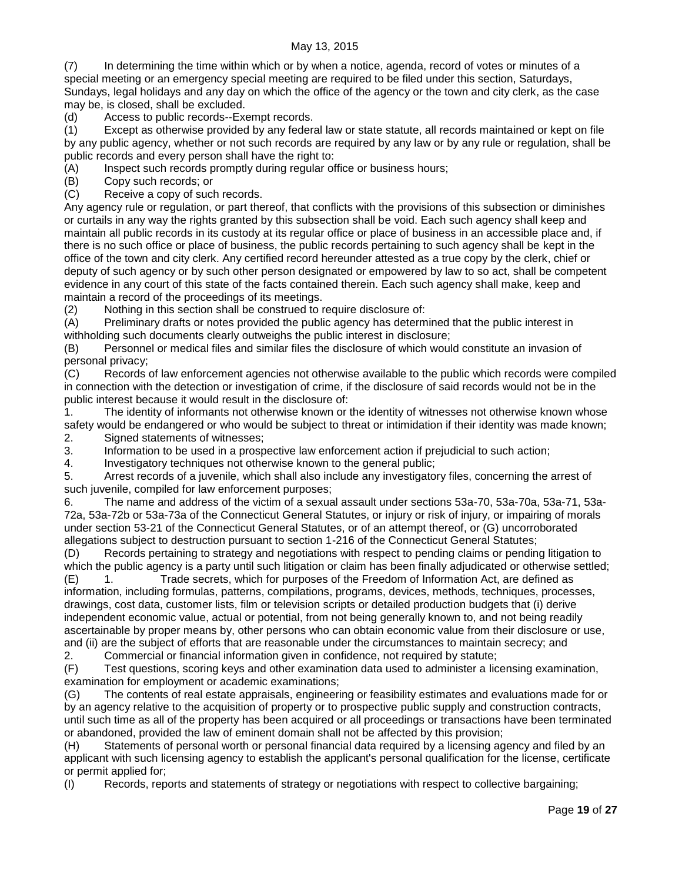(7) In determining the time within which or by when a notice, agenda, record of votes or minutes of a special meeting or an emergency special meeting are required to be filed under this section, Saturdays, Sundays, legal holidays and any day on which the office of the agency or the town and city clerk, as the case may be, is closed, shall be excluded.

(d) Access to public records--Exempt records.

(1) Except as otherwise provided by any federal law or state statute, all records maintained or kept on file by any public agency, whether or not such records are required by any law or by any rule or regulation, shall be public records and every person shall have the right to:

(A) Inspect such records promptly during regular office or business hours;

(B) Copy such records; or

(C) Receive a copy of such records.

Any agency rule or regulation, or part thereof, that conflicts with the provisions of this subsection or diminishes or curtails in any way the rights granted by this subsection shall be void. Each such agency shall keep and maintain all public records in its custody at its regular office or place of business in an accessible place and, if there is no such office or place of business, the public records pertaining to such agency shall be kept in the office of the town and city clerk. Any certified record hereunder attested as a true copy by the clerk, chief or deputy of such agency or by such other person designated or empowered by law to so act, shall be competent evidence in any court of this state of the facts contained therein. Each such agency shall make, keep and maintain a record of the proceedings of its meetings.

(2) Nothing in this section shall be construed to require disclosure of:

(A) Preliminary drafts or notes provided the public agency has determined that the public interest in withholding such documents clearly outweighs the public interest in disclosure;

(B) Personnel or medical files and similar files the disclosure of which would constitute an invasion of personal privacy;

(C) Records of law enforcement agencies not otherwise available to the public which records were compiled in connection with the detection or investigation of crime, if the disclosure of said records would not be in the public interest because it would result in the disclosure of:

1. The identity of informants not otherwise known or the identity of witnesses not otherwise known whose safety would be endangered or who would be subject to threat or intimidation if their identity was made known;
2. Signed statements of witnesses;
3. Information to be used in a prospective law enforcement action if prejudicial to such action;
4. Investigatory techniques not otherwise known to the general public;
5. Arrest records of a juvenile, which shall also include any investigatory files, concerning the arrest of such juvenile, compiled for law enforcement purposes;
6. The name and address of the victim of a sexual assault under sections 53a-70, 53a-70a, 53a-71, 53a-72a, 53a-72b or 53a-73a of the Connecticut General Statutes, or injury or risk of injury, or impairing of morals under section 53-21 of the Connecticut General Statutes, or of an attempt thereof, or (G) uncorroborated allegations subject to destruction pursuant to section 1-216 of the Connecticut General Statutes;

(D) Records pertaining to strategy and negotiations with respect to pending claims or pending litigation to which the public agency is a party until such litigation or claim has been finally adjudicated or otherwise settled;

(E) 1. Trade secrets, which for purposes of the Freedom of Information Act, are defined as information, including formulas, patterns, compilations, programs, devices, methods, techniques, processes, drawings, cost data, customer lists, film or television scripts or detailed production budgets that (i) derive independent economic value, actual or potential, from not being generally known to, and not being readily ascertainable by proper means by, other persons who can obtain economic value from their disclosure or use, and (ii) are the subject of efforts that are reasonable under the circumstances to maintain secrecy; and

2. Commercial or financial information given in confidence, not required by statute;

(F) Test questions, scoring keys and other examination data used to administer a licensing examination, examination for employment or academic examinations;

(G) The contents of real estate appraisals, engineering or feasibility estimates and evaluations made for or by an agency relative to the acquisition of property or to prospective public supply and construction contracts, until such time as all of the property has been acquired or all proceedings or transactions have been terminated or abandoned, provided the law of eminent domain shall not be affected by this provision;

(H) Statements of personal worth or personal financial data required by a licensing agency and filed by an applicant with such licensing agency to establish the applicant's personal qualification for the license, certificate or permit applied for;

(I) Records, reports and statements of strategy or negotiations with respect to collective bargaining;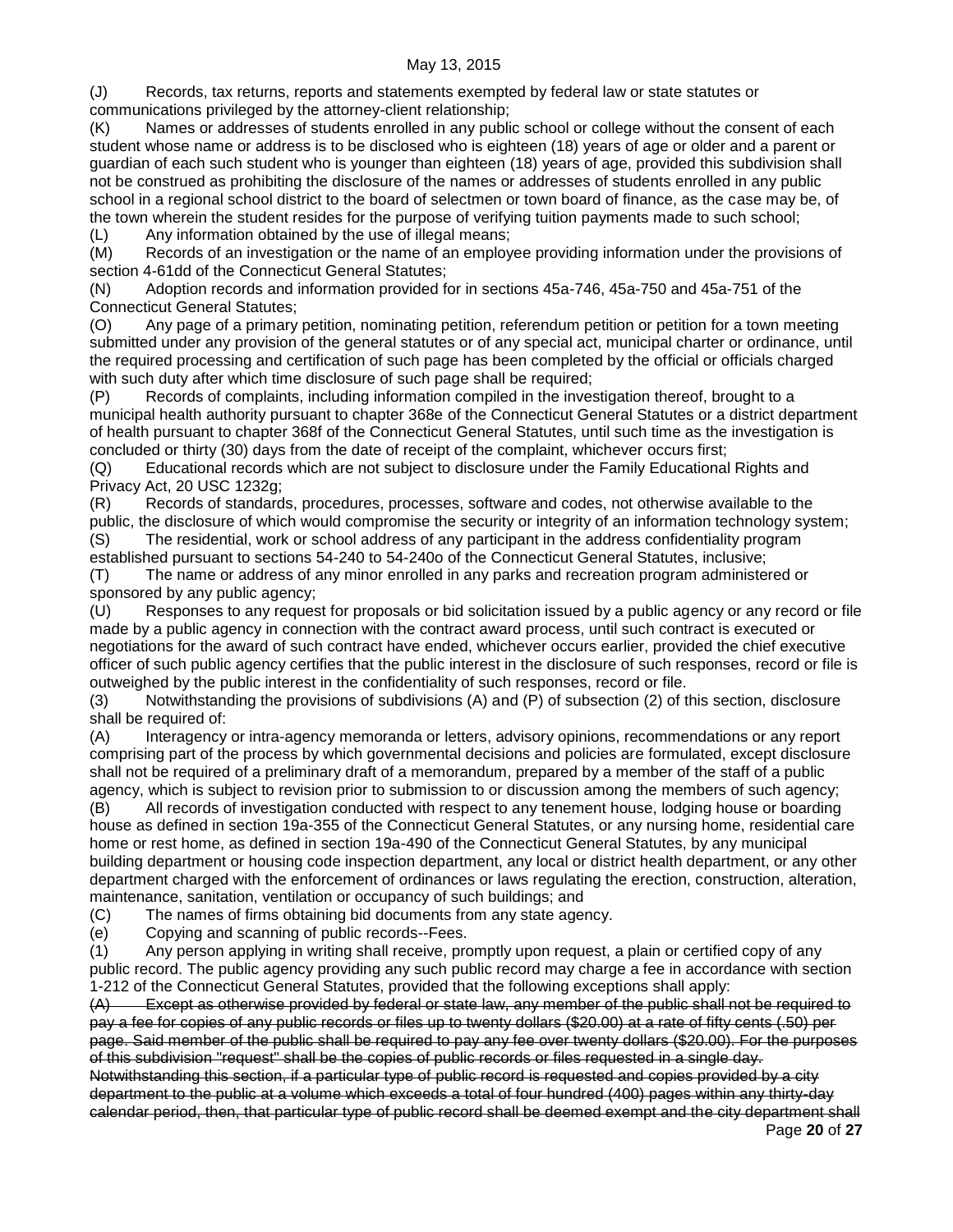(J) Records, tax returns, reports and statements exempted by federal law or state statutes or communications privileged by the attorney-client relationship;

(K) Names or addresses of students enrolled in any public school or college without the consent of each student whose name or address is to be disclosed who is eighteen (18) years of age or older and a parent or guardian of each such student who is younger than eighteen (18) years of age, provided this subdivision shall not be construed as prohibiting the disclosure of the names or addresses of students enrolled in any public school in a regional school district to the board of selectmen or town board of finance, as the case may be, of the town wherein the student resides for the purpose of verifying tuition payments made to such school;

(L) Any information obtained by the use of illegal means;

(M) Records of an investigation or the name of an employee providing information under the provisions of section 4-61dd of the Connecticut General Statutes;

(N) Adoption records and information provided for in sections 45a-746, 45a-750 and 45a-751 of the Connecticut General Statutes;

(O) Any page of a primary petition, nominating petition, referendum petition or petition for a town meeting submitted under any provision of the general statutes or of any special act, municipal charter or ordinance, until the required processing and certification of such page has been completed by the official or officials charged with such duty after which time disclosure of such page shall be required;

(P) Records of complaints, including information compiled in the investigation thereof, brought to a municipal health authority pursuant to chapter 368e of the Connecticut General Statutes or a district department of health pursuant to chapter 368f of the Connecticut General Statutes, until such time as the investigation is concluded or thirty (30) days from the date of receipt of the complaint, whichever occurs first;

(Q) Educational records which are not subject to disclosure under the Family Educational Rights and Privacy Act, 20 USC 1232g;

(R) Records of standards, procedures, processes, software and codes, not otherwise available to the public, the disclosure of which would compromise the security or integrity of an information technology system;

(S) The residential, work or school address of any participant in the address confidentiality program established pursuant to sections 54-240 to 54-240o of the Connecticut General Statutes, inclusive;

(T) The name or address of any minor enrolled in any parks and recreation program administered or sponsored by any public agency;

(U) Responses to any request for proposals or bid solicitation issued by a public agency or any record or file made by a public agency in connection with the contract award process, until such contract is executed or negotiations for the award of such contract have ended, whichever occurs earlier, provided the chief executive officer of such public agency certifies that the public interest in the disclosure of such responses, record or file is outweighed by the public interest in the confidentiality of such responses, record or file.

(3) Notwithstanding the provisions of subdivisions (A) and (P) of subsection (2) of this section, disclosure shall be required of:

(A) Interagency or intra-agency memoranda or letters, advisory opinions, recommendations or any report comprising part of the process by which governmental decisions and policies are formulated, except disclosure shall not be required of a preliminary draft of a memorandum, prepared by a member of the staff of a public agency, which is subject to revision prior to submission to or discussion among the members of such agency;

(B) All records of investigation conducted with respect to any tenement house, lodging house or boarding house as defined in section 19a-355 of the Connecticut General Statutes, or any nursing home, residential care home or rest home, as defined in section 19a-490 of the Connecticut General Statutes, by any municipal building department or housing code inspection department, any local or district health department, or any other department charged with the enforcement of ordinances or laws regulating the erection, construction, alteration, maintenance, sanitation, ventilation or occupancy of such buildings; and

(C) The names of firms obtaining bid documents from any state agency.

(e) Copying and scanning of public records--Fees.

(1) Any person applying in writing shall receive, promptly upon request, a plain or certified copy of any public record. The public agency providing any such public record may charge a fee in accordance with section 1-212 of the Connecticut General Statutes, provided that the following exceptions shall apply:

~~(A) Except as otherwise provided by federal or state law, any member of the public shall not be required to pay a fee for copies of any public records or files up to twenty dollars ($20.00) at a rate of fifty cents (.50) per page. Said member of the public shall be required to pay any fee over twenty dollars ($20.00). For the purposes of this subdivision "request" shall be the copies of public records or files requested in a single day. Notwithstanding this section, if a particular type of public record is requested and copies provided by a city department to the public at a volume which exceeds a total of four hundred (400) pages within any thirty-day calendar period, then, that particular type of public record shall be deemed exempt and the city department shall~~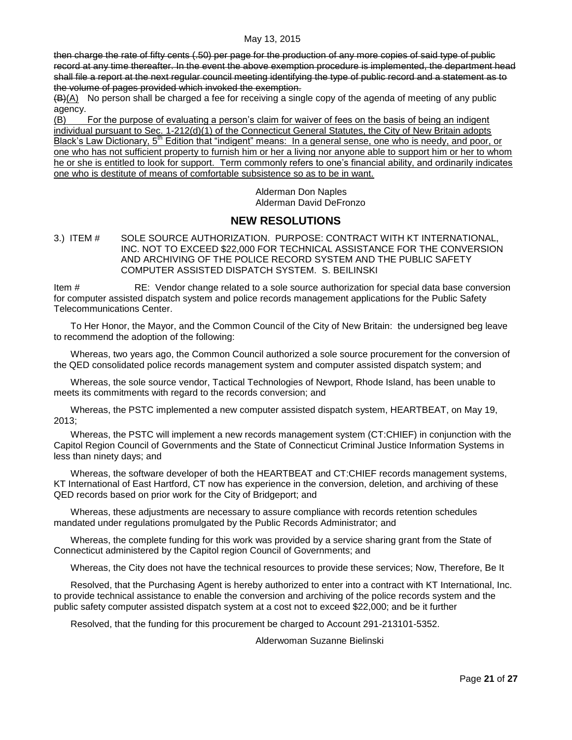~~then charge the rate of fifty cents (.50) per page for the production of any more copies of said type of public record at any time thereafter. In the event the above exemption procedure is implemented, the department head shall file a report at the next regular council meeting identifying the type of public record and a statement as to the volume of pages provided which invoked the exemption.~~

~~(B)~~<u>(A)</u> No person shall be charged a fee for receiving a single copy of the agenda of meeting of any public agency.

<u>(B) For the purpose of evaluating a person's claim for waiver of fees on the basis of being an indigent individual pursuant to Sec. 1-212(d)(1) of the Connecticut General Statutes, the City of New Britain adopts Black's Law Dictionary, 5th Edition that "indigent" means: In a general sense, one who is needy, and poor, or one who has not sufficient property to furnish him or her a living nor anyone able to support him or her to whom he or she is entitled to look for support. Term commonly refers to one's financial ability, and ordinarily indicates one who is destitute of means of comfortable subsistence so as to be in want.</u>

Alderman Don Naples
Alderman David DeFronzo

## NEW RESOLUTIONS

3.) ITEM # SOLE SOURCE AUTHORIZATION. PURPOSE: CONTRACT WITH KT INTERNATIONAL, INC. NOT TO EXCEED $22,000 FOR TECHNICAL ASSISTANCE FOR THE CONVERSION AND ARCHIVING OF THE POLICE RECORD SYSTEM AND THE PUBLIC SAFETY COMPUTER ASSISTED DISPATCH SYSTEM. S. BEILINSKI

Item # RE: Vendor change related to a sole source authorization for special data base conversion for computer assisted dispatch system and police records management applications for the Public Safety Telecommunications Center.

To Her Honor, the Mayor, and the Common Council of the City of New Britain: the undersigned beg leave to recommend the adoption of the following:

Whereas, two years ago, the Common Council authorized a sole source procurement for the conversion of the QED consolidated police records management system and computer assisted dispatch system; and

Whereas, the sole source vendor, Tactical Technologies of Newport, Rhode Island, has been unable to meets its commitments with regard to the records conversion; and

Whereas, the PSTC implemented a new computer assisted dispatch system, HEARTBEAT, on May 19, 2013;

Whereas, the PSTC will implement a new records management system (CT:CHIEF) in conjunction with the Capitol Region Council of Governments and the State of Connecticut Criminal Justice Information Systems in less than ninety days; and

Whereas, the software developer of both the HEARTBEAT and CT:CHIEF records management systems, KT International of East Hartford, CT now has experience in the conversion, deletion, and archiving of these QED records based on prior work for the City of Bridgeport; and

Whereas, these adjustments are necessary to assure compliance with records retention schedules mandated under regulations promulgated by the Public Records Administrator; and

Whereas, the complete funding for this work was provided by a service sharing grant from the State of Connecticut administered by the Capitol region Council of Governments; and

Whereas, the City does not have the technical resources to provide these services; Now, Therefore, Be It

Resolved, that the Purchasing Agent is hereby authorized to enter into a contract with KT International, Inc. to provide technical assistance to enable the conversion and archiving of the police records system and the public safety computer assisted dispatch system at a cost not to exceed $22,000; and be it further

Resolved, that the funding for this procurement be charged to Account 291-213101-5352.

Alderwoman Suzanne Bielinski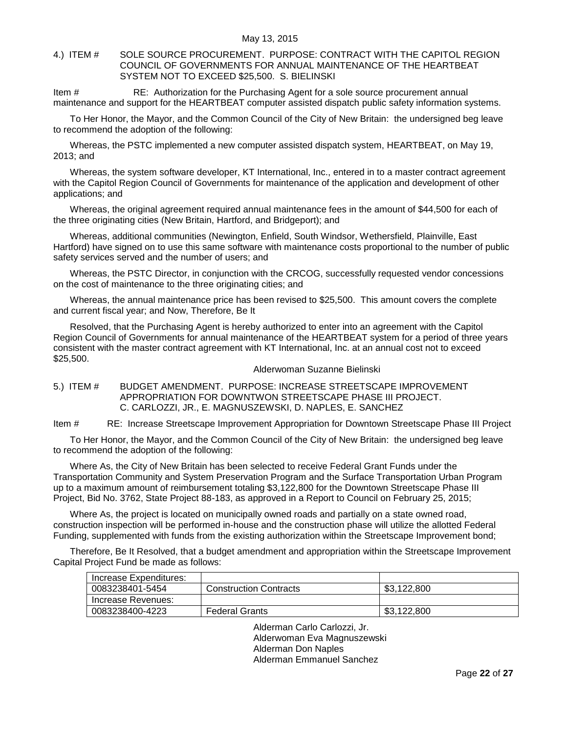May 13, 2015

4.) ITEM # SOLE SOURCE PROCUREMENT. PURPOSE: CONTRACT WITH THE CAPITOL REGION COUNCIL OF GOVERNMENTS FOR ANNUAL MAINTENANCE OF THE HEARTBEAT SYSTEM NOT TO EXCEED $25,500. S. BIELINSKI

Item # RE: Authorization for the Purchasing Agent for a sole source procurement annual maintenance and support for the HEARTBEAT computer assisted dispatch public safety information systems.

To Her Honor, the Mayor, and the Common Council of the City of New Britain: the undersigned beg leave to recommend the adoption of the following:

Whereas, the PSTC implemented a new computer assisted dispatch system, HEARTBEAT, on May 19, 2013; and

Whereas, the system software developer, KT International, Inc., entered in to a master contract agreement with the Capitol Region Council of Governments for maintenance of the application and development of other applications; and

Whereas, the original agreement required annual maintenance fees in the amount of $44,500 for each of the three originating cities (New Britain, Hartford, and Bridgeport); and

Whereas, additional communities (Newington, Enfield, South Windsor, Wethersfield, Plainville, East Hartford) have signed on to use this same software with maintenance costs proportional to the number of public safety services served and the number of users; and

Whereas, the PSTC Director, in conjunction with the CRCOG, successfully requested vendor concessions on the cost of maintenance to the three originating cities; and

Whereas, the annual maintenance price has been revised to $25,500. This amount covers the complete and current fiscal year; and Now, Therefore, Be It

Resolved, that the Purchasing Agent is hereby authorized to enter into an agreement with the Capitol Region Council of Governments for annual maintenance of the HEARTBEAT system for a period of three years consistent with the master contract agreement with KT International, Inc. at an annual cost not to exceed $25,500.

Alderwoman Suzanne Bielinski

5.) ITEM # BUDGET AMENDMENT. PURPOSE: INCREASE STREETSCAPE IMPROVEMENT APPROPRIATION FOR DOWNTWON STREETSCAPE PHASE III PROJECT. C. CARLOZZI, JR., E. MAGNUSZEWSKI, D. NAPLES, E. SANCHEZ

Item # RE: Increase Streetscape Improvement Appropriation for Downtown Streetscape Phase III Project

To Her Honor, the Mayor, and the Common Council of the City of New Britain: the undersigned beg leave to recommend the adoption of the following:

Where As, the City of New Britain has been selected to receive Federal Grant Funds under the Transportation Community and System Preservation Program and the Surface Transportation Urban Program up to a maximum amount of reimbursement totaling $3,122,800 for the Downtown Streetscape Phase III Project, Bid No. 3762, State Project 88-183, as approved in a Report to Council on February 25, 2015;

Where As, the project is located on municipally owned roads and partially on a state owned road, construction inspection will be performed in-house and the construction phase will utilize the allotted Federal Funding, supplemented with funds from the existing authorization within the Streetscape Improvement bond;

Therefore, Be It Resolved, that a budget amendment and appropriation within the Streetscape Improvement Capital Project Fund be made as follows:

| Increase Expenditures: | | |
|---|---|---|
| 0083238401-5454 | Construction Contracts | $3,122,800 |
| Increase Revenues: | | |
| 0083238400-4223 | Federal Grants | $3,122,800 |

Alderman Carlo Carlozzi, Jr.
Alderwoman Eva Magnuszewski
Alderman Don Naples
Alderman Emmanuel Sanchez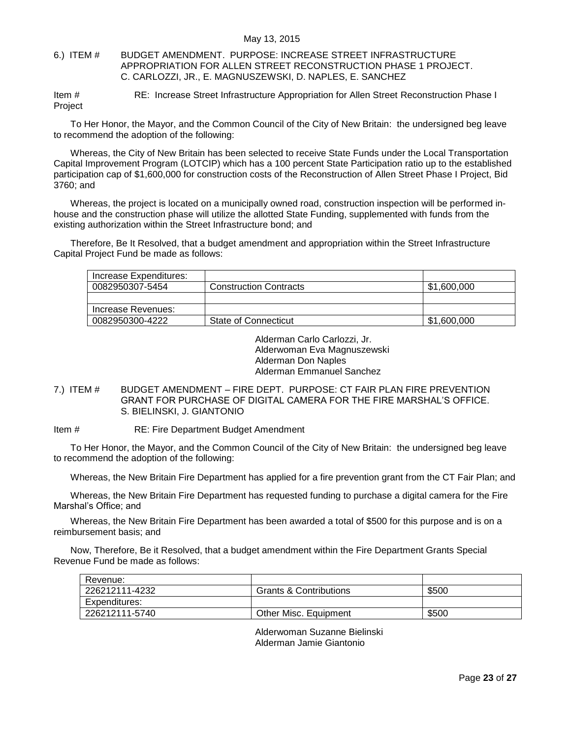6.) ITEM # BUDGET AMENDMENT. PURPOSE: INCREASE STREET INFRASTRUCTURE APPROPRIATION FOR ALLEN STREET RECONSTRUCTION PHASE 1 PROJECT. C. CARLOZZI, JR., E. MAGNUSZEWSKI, D. NAPLES, E. SANCHEZ

Item # RE: Increase Street Infrastructure Appropriation for Allen Street Reconstruction Phase I Project

To Her Honor, the Mayor, and the Common Council of the City of New Britain: the undersigned beg leave to recommend the adoption of the following:

Whereas, the City of New Britain has been selected to receive State Funds under the Local Transportation Capital Improvement Program (LOTCIP) which has a 100 percent State Participation ratio up to the established participation cap of $1,600,000 for construction costs of the Reconstruction of Allen Street Phase I Project, Bid 3760; and

Whereas, the project is located on a municipally owned road, construction inspection will be performed in-house and the construction phase will utilize the allotted State Funding, supplemented with funds from the existing authorization within the Street Infrastructure bond; and

Therefore, Be It Resolved, that a budget amendment and appropriation within the Street Infrastructure Capital Project Fund be made as follows:

| Increase Expenditures: | | |
|---|---|---|
| 0082950307-5454 | Construction Contracts | $1,600,000 |
| | | |
| Increase Revenues: | | |
| 0082950300-4222 | State of Connecticut | $1,600,000 |

Alderman Carlo Carlozzi, Jr.
Alderwoman Eva Magnuszewski
Alderman Don Naples
Alderman Emmanuel Sanchez

7.) ITEM # BUDGET AMENDMENT – FIRE DEPT. PURPOSE: CT FAIR PLAN FIRE PREVENTION GRANT FOR PURCHASE OF DIGITAL CAMERA FOR THE FIRE MARSHAL'S OFFICE. S. BIELINSKI, J. GIANTONIO

Item # RE: Fire Department Budget Amendment

To Her Honor, the Mayor, and the Common Council of the City of New Britain: the undersigned beg leave to recommend the adoption of the following:

Whereas, the New Britain Fire Department has applied for a fire prevention grant from the CT Fair Plan; and

Whereas, the New Britain Fire Department has requested funding to purchase a digital camera for the Fire Marshal's Office; and

Whereas, the New Britain Fire Department has been awarded a total of $500 for this purpose and is on a reimbursement basis; and

Now, Therefore, Be it Resolved, that a budget amendment within the Fire Department Grants Special Revenue Fund be made as follows:

| Revenue: | | |
|---|---|---|
| 226212111-4232 | Grants & Contributions | $500 |
| Expenditures: | | |
| 226212111-5740 | Other Misc. Equipment | $500 |

Alderwoman Suzanne Bielinski
Alderman Jamie Giantonio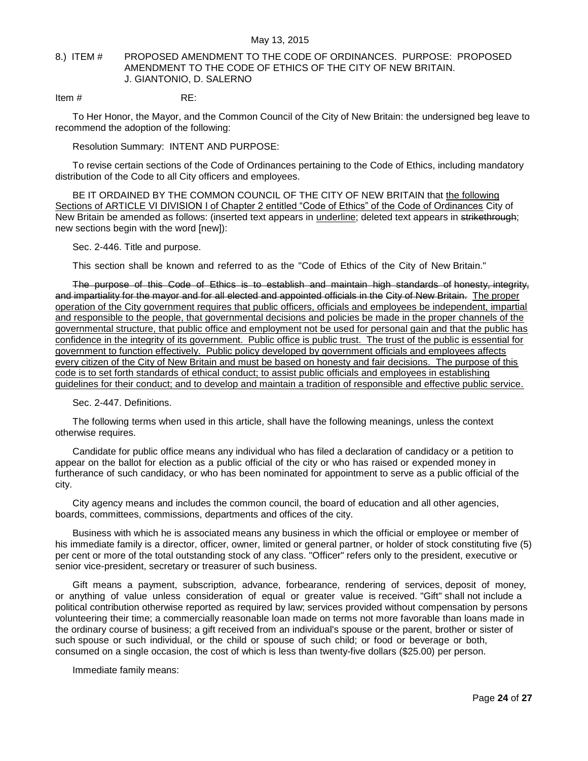May 13, 2015

8.) ITEM # PROPOSED AMENDMENT TO THE CODE OF ORDINANCES. PURPOSE: PROPOSED AMENDMENT TO THE CODE OF ETHICS OF THE CITY OF NEW BRITAIN. J. GIANTONIO, D. SALERNO

Item # RE:

To Her Honor, the Mayor, and the Common Council of the City of New Britain: the undersigned beg leave to recommend the adoption of the following:

Resolution Summary: INTENT AND PURPOSE:

To revise certain sections of the Code of Ordinances pertaining to the Code of Ethics, including mandatory distribution of the Code to all City officers and employees.

BE IT ORDAINED BY THE COMMON COUNCIL OF THE CITY OF NEW BRITAIN that <u>the following Sections of ARTICLE VI DIVISION I of Chapter 2 entitled "Code of Ethics" of the Code of Ordinances</u> City of New Britain be amended as follows: (inserted text appears in <u>underline</u>; deleted text appears in ~~strikethrough~~; new sections begin with the word [new]):

Sec. 2-446. Title and purpose.

This section shall be known and referred to as the "Code of Ethics of the City of New Britain."

~~The purpose of this Code of Ethics is to establish and maintain high standards of honesty, integrity, and impartiality for the mayor and for all elected and appointed officials in the City of New Britain.~~ <u>The proper operation of the City government requires that public officers, officials and employees be independent, impartial and responsible to the people, that governmental decisions and policies be made in the proper channels of the governmental structure, that public office and employment not be used for personal gain and that the public has confidence in the integrity of its government. Public office is public trust. The trust of the public is essential for government to function effectively. Public policy developed by government officials and employees affects every citizen of the City of New Britain and must be based on honesty and fair decisions. The purpose of this code is to set forth standards of ethical conduct; to assist public officials and employees in establishing guidelines for their conduct; and to develop and maintain a tradition of responsible and effective public service.</u>

Sec. 2-447. Definitions.

The following terms when used in this article, shall have the following meanings, unless the context otherwise requires.

Candidate for public office means any individual who has filed a declaration of candidacy or a petition to appear on the ballot for election as a public official of the city or who has raised or expended money in furtherance of such candidacy, or who has been nominated for appointment to serve as a public official of the city.

City agency means and includes the common council, the board of education and all other agencies, boards, committees, commissions, departments and offices of the city.

Business with which he is associated means any business in which the official or employee or member of his immediate family is a director, officer, owner, limited or general partner, or holder of stock constituting five (5) per cent or more of the total outstanding stock of any class. "Officer" refers only to the president, executive or senior vice-president, secretary or treasurer of such business.

Gift means a payment, subscription, advance, forbearance, rendering of services, deposit of money, or anything of value unless consideration of equal or greater value is received. "Gift" shall not include a political contribution otherwise reported as required by law; services provided without compensation by persons volunteering their time; a commercially reasonable loan made on terms not more favorable than loans made in the ordinary course of business; a gift received from an individual's spouse or the parent, brother or sister of such spouse or such individual, or the child or spouse of such child; or food or beverage or both, consumed on a single occasion, the cost of which is less than twenty-five dollars ($25.00) per person.

Immediate family means: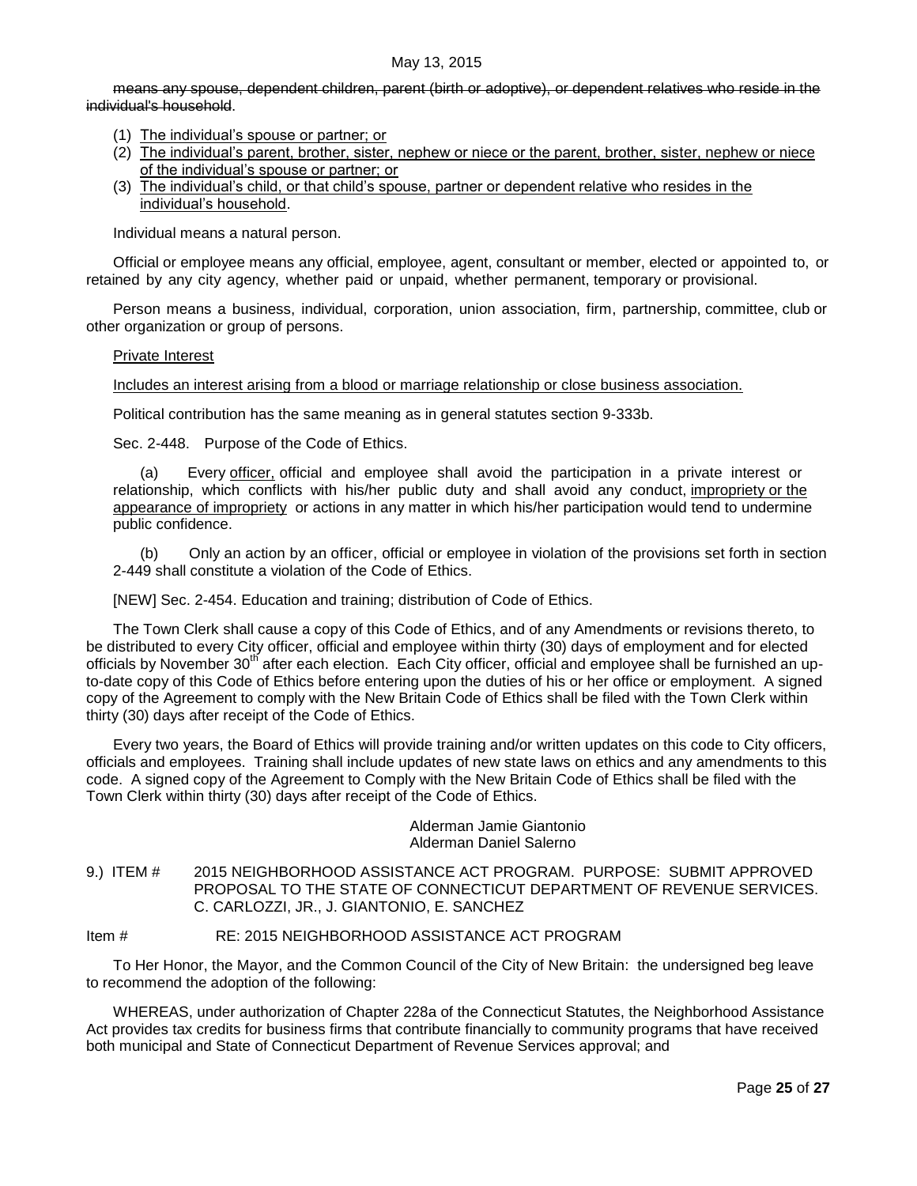~~means any spouse, dependent children, parent (birth or adoptive), or dependent relatives who reside in the individual's household~~.

1. <u>The individual's spouse or partner; or</u>
2. <u>The individual's parent, brother, sister, nephew or niece or the parent, brother, sister, nephew or niece of the individual's spouse or partner; or</u>
3. <u>The individual's child, or that child's spouse, partner or dependent relative who resides in the individual's household</u>.

Individual means a natural person.

Official or employee means any official, employee, agent, consultant or member, elected or appointed to, or retained by any city agency, whether paid or unpaid, whether permanent, temporary or provisional.

Person means a business, individual, corporation, union association, firm, partnership, committee, club or other organization or group of persons.

<u>Private Interest</u>

<u>Includes an interest arising from a blood or marriage relationship or close business association.</u>

Political contribution has the same meaning as in general statutes section 9-333b.

Sec. 2-448. Purpose of the Code of Ethics.

(a) Every <u>officer,</u> official and employee shall avoid the participation in a private interest or relationship, which conflicts with his/her public duty and shall avoid any conduct, <u>impropriety or the appearance of impropriety</u> or actions in any matter in which his/her participation would tend to undermine public confidence.

(b) Only an action by an officer, official or employee in violation of the provisions set forth in section 2-449 shall constitute a violation of the Code of Ethics.

[NEW] Sec. 2-454. Education and training; distribution of Code of Ethics.

The Town Clerk shall cause a copy of this Code of Ethics, and of any Amendments or revisions thereto, to be distributed to every City officer, official and employee within thirty (30) days of employment and for elected officials by November 30th after each election. Each City officer, official and employee shall be furnished an up-to-date copy of this Code of Ethics before entering upon the duties of his or her office or employment. A signed copy of the Agreement to comply with the New Britain Code of Ethics shall be filed with the Town Clerk within thirty (30) days after receipt of the Code of Ethics.

Every two years, the Board of Ethics will provide training and/or written updates on this code to City officers, officials and employees. Training shall include updates of new state laws on ethics and any amendments to this code. A signed copy of the Agreement to Comply with the New Britain Code of Ethics shall be filed with the Town Clerk within thirty (30) days after receipt of the Code of Ethics.

Alderman Jamie Giantonio
Alderman Daniel Salerno

9.) ITEM # 2015 NEIGHBORHOOD ASSISTANCE ACT PROGRAM. PURPOSE: SUBMIT APPROVED PROPOSAL TO THE STATE OF CONNECTICUT DEPARTMENT OF REVENUE SERVICES. C. CARLOZZI, JR., J. GIANTONIO, E. SANCHEZ

Item # RE: 2015 NEIGHBORHOOD ASSISTANCE ACT PROGRAM

To Her Honor, the Mayor, and the Common Council of the City of New Britain: the undersigned beg leave to recommend the adoption of the following:

WHEREAS, under authorization of Chapter 228a of the Connecticut Statutes, the Neighborhood Assistance Act provides tax credits for business firms that contribute financially to community programs that have received both municipal and State of Connecticut Department of Revenue Services approval; and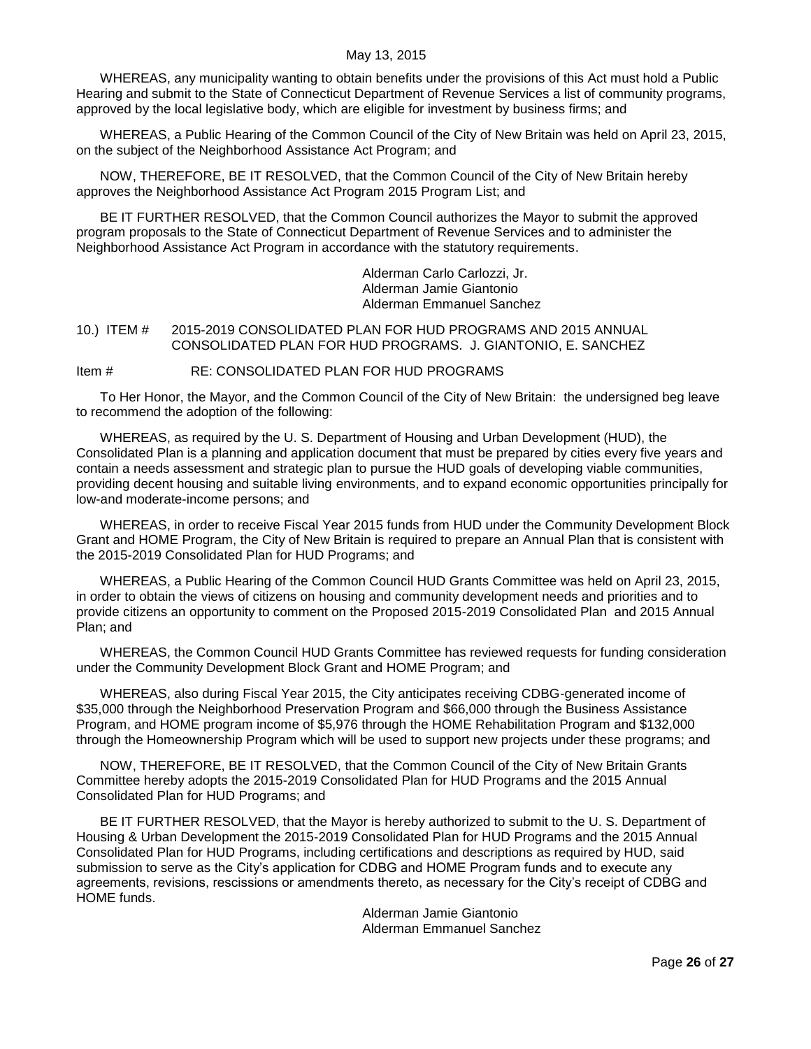WHEREAS, any municipality wanting to obtain benefits under the provisions of this Act must hold a Public Hearing and submit to the State of Connecticut Department of Revenue Services a list of community programs, approved by the local legislative body, which are eligible for investment by business firms; and

WHEREAS, a Public Hearing of the Common Council of the City of New Britain was held on April 23, 2015, on the subject of the Neighborhood Assistance Act Program; and

NOW, THEREFORE, BE IT RESOLVED, that the Common Council of the City of New Britain hereby approves the Neighborhood Assistance Act Program 2015 Program List; and

BE IT FURTHER RESOLVED, that the Common Council authorizes the Mayor to submit the approved program proposals to the State of Connecticut Department of Revenue Services and to administer the Neighborhood Assistance Act Program in accordance with the statutory requirements.

Alderman Carlo Carlozzi, Jr.
Alderman Jamie Giantonio
Alderman Emmanuel Sanchez

10.) ITEM # 2015-2019 CONSOLIDATED PLAN FOR HUD PROGRAMS AND 2015 ANNUAL CONSOLIDATED PLAN FOR HUD PROGRAMS. J. GIANTONIO, E. SANCHEZ

Item # RE: CONSOLIDATED PLAN FOR HUD PROGRAMS

To Her Honor, the Mayor, and the Common Council of the City of New Britain: the undersigned beg leave to recommend the adoption of the following:

WHEREAS, as required by the U. S. Department of Housing and Urban Development (HUD), the Consolidated Plan is a planning and application document that must be prepared by cities every five years and contain a needs assessment and strategic plan to pursue the HUD goals of developing viable communities, providing decent housing and suitable living environments, and to expand economic opportunities principally for low-and moderate-income persons; and

WHEREAS, in order to receive Fiscal Year 2015 funds from HUD under the Community Development Block Grant and HOME Program, the City of New Britain is required to prepare an Annual Plan that is consistent with the 2015-2019 Consolidated Plan for HUD Programs; and

WHEREAS, a Public Hearing of the Common Council HUD Grants Committee was held on April 23, 2015, in order to obtain the views of citizens on housing and community development needs and priorities and to provide citizens an opportunity to comment on the Proposed 2015-2019 Consolidated Plan and 2015 Annual Plan; and

WHEREAS, the Common Council HUD Grants Committee has reviewed requests for funding consideration under the Community Development Block Grant and HOME Program; and

WHEREAS, also during Fiscal Year 2015, the City anticipates receiving CDBG-generated income of $35,000 through the Neighborhood Preservation Program and $66,000 through the Business Assistance Program, and HOME program income of $5,976 through the HOME Rehabilitation Program and $132,000 through the Homeownership Program which will be used to support new projects under these programs; and

NOW, THEREFORE, BE IT RESOLVED, that the Common Council of the City of New Britain Grants Committee hereby adopts the 2015-2019 Consolidated Plan for HUD Programs and the 2015 Annual Consolidated Plan for HUD Programs; and

BE IT FURTHER RESOLVED, that the Mayor is hereby authorized to submit to the U. S. Department of Housing & Urban Development the 2015-2019 Consolidated Plan for HUD Programs and the 2015 Annual Consolidated Plan for HUD Programs, including certifications and descriptions as required by HUD, said submission to serve as the City's application for CDBG and HOME Program funds and to execute any agreements, revisions, rescissions or amendments thereto, as necessary for the City's receipt of CDBG and HOME funds.

Alderman Jamie Giantonio
Alderman Emmanuel Sanchez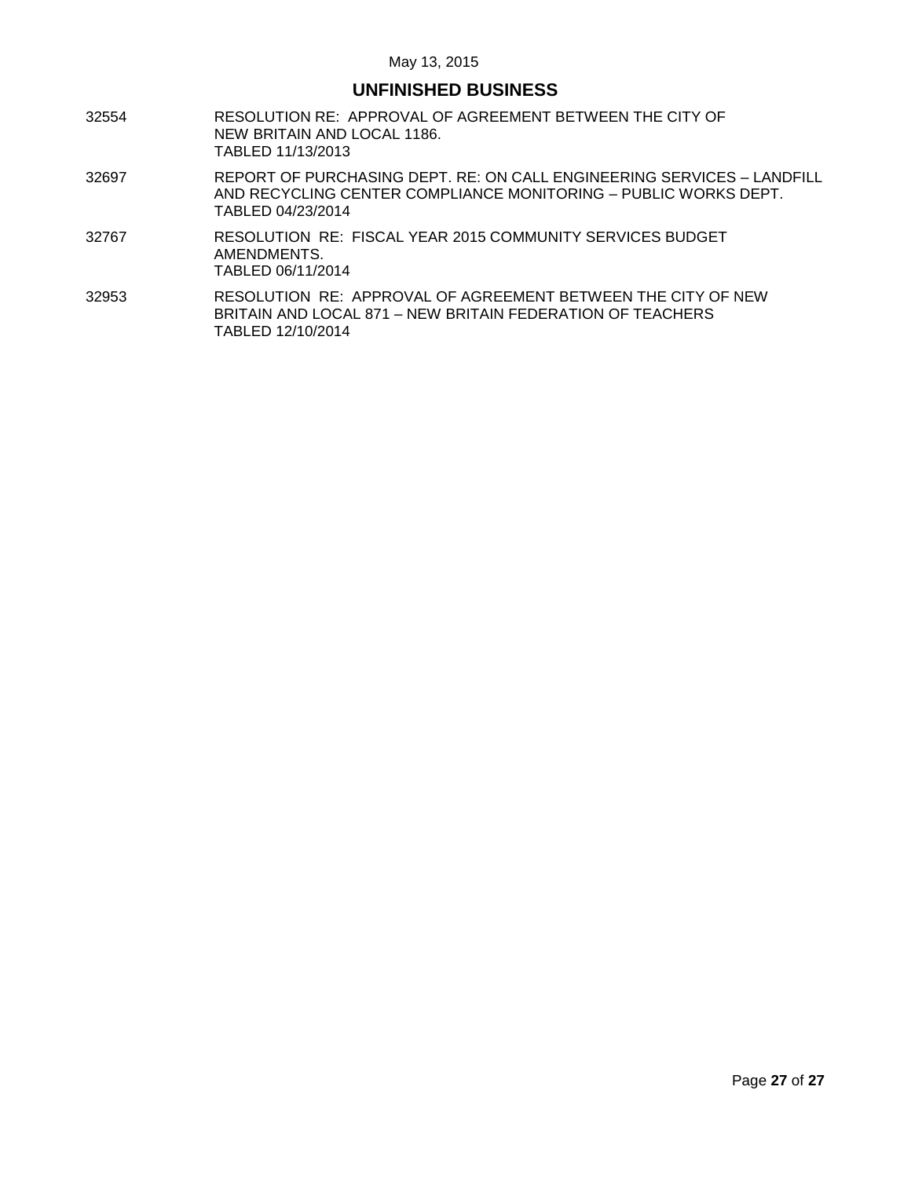May 13, 2015

## UNFINISHED BUSINESS

| | |
|---|---|
| 32554 | RESOLUTION RE: APPROVAL OF AGREEMENT BETWEEN THE CITY OF NEW BRITAIN AND LOCAL 1186.<br>TABLED 11/13/2013 |
| 32697 | REPORT OF PURCHASING DEPT. RE: ON CALL ENGINEERING SERVICES – LANDFILL AND RECYCLING CENTER COMPLIANCE MONITORING – PUBLIC WORKS DEPT.<br>TABLED 04/23/2014 |
| 32767 | RESOLUTION RE: FISCAL YEAR 2015 COMMUNITY SERVICES BUDGET AMENDMENTS.<br>TABLED 06/11/2014 |
| 32953 | RESOLUTION RE: APPROVAL OF AGREEMENT BETWEEN THE CITY OF NEW BRITAIN AND LOCAL 871 – NEW BRITAIN FEDERATION OF TEACHERS<br>TABLED 12/10/2014 |